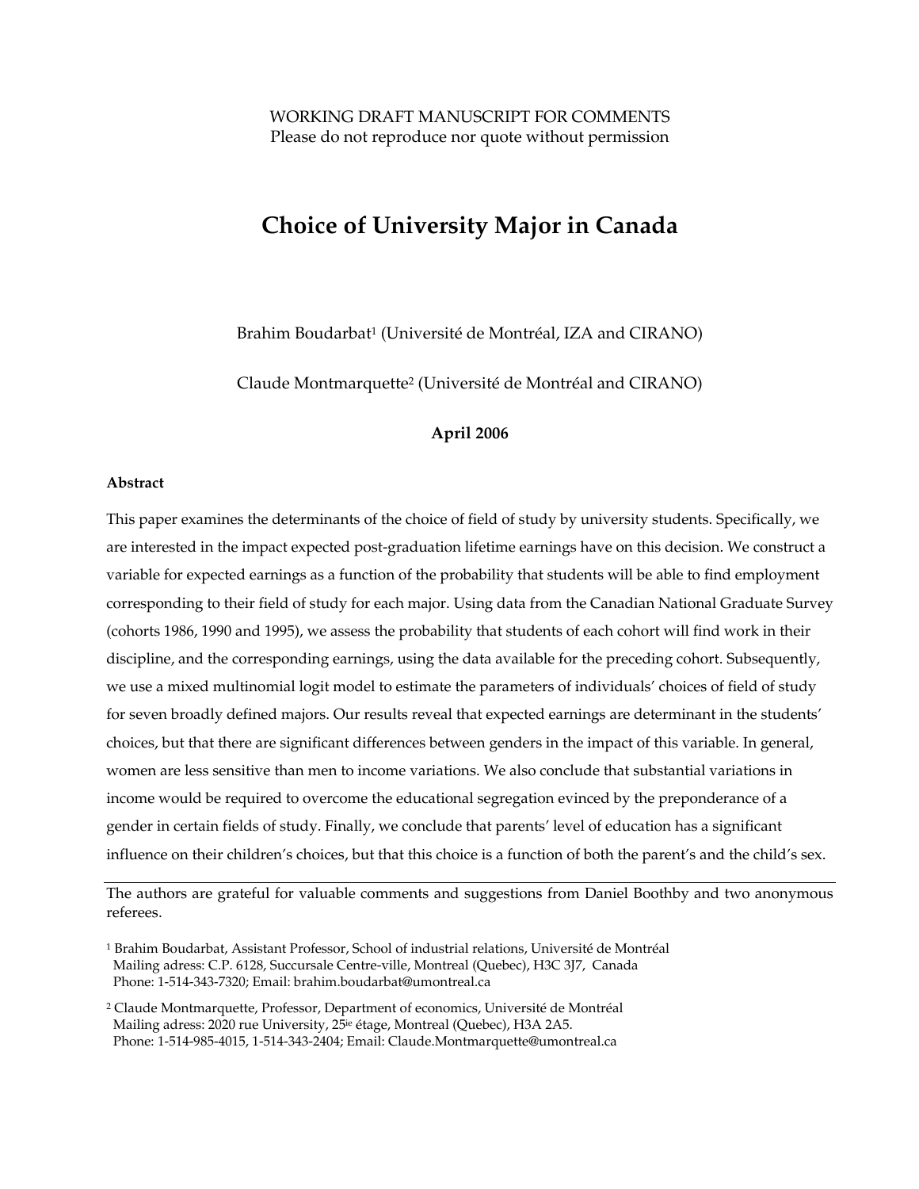WORKING DRAFT MANUSCRIPT FOR COMMENTS
Please do not reproduce nor quote without permission

# Choice of University Major in Canada

Brahim Boudarbat[1] (Université de Montréal, IZA and CIRANO)

Claude Montmarquette[2] (Université de Montréal and CIRANO)

**April 2006**

**Abstract**

This paper examines the determinants of the choice of field of study by university students. Specifically, we are interested in the impact expected post-graduation lifetime earnings have on this decision. We construct a variable for expected earnings as a function of the probability that students will be able to find employment corresponding to their field of study for each major. Using data from the Canadian National Graduate Survey (cohorts 1986, 1990 and 1995), we assess the probability that students of each cohort will find work in their discipline, and the corresponding earnings, using the data available for the preceding cohort. Subsequently, we use a mixed multinomial logit model to estimate the parameters of individuals' choices of field of study for seven broadly defined majors. Our results reveal that expected earnings are determinant in the students' choices, but that there are significant differences between genders in the impact of this variable. In general, women are less sensitive than men to income variations. We also conclude that substantial variations in income would be required to overcome the educational segregation evinced by the preponderance of a gender in certain fields of study. Finally, we conclude that parents' level of education has a significant influence on their children's choices, but that this choice is a function of both the parent's and the child's sex.

---

The authors are grateful for valuable comments and suggestions from Daniel Boothby and two anonymous referees.

[1] Brahim Boudarbat, Assistant Professor, School of industrial relations, Université de Montréal
Mailing adress: C.P. 6128, Succursale Centre-ville, Montreal (Quebec), H3C 3J7, Canada
Phone: 1-514-343-7320; Email: brahim.boudarbat@umontreal.ca

[2] Claude Montmarquette, Professor, Department of economics, Université de Montréal
Mailing adress: 2020 rue University, 25ie étage, Montreal (Quebec), H3A 2A5.
Phone: 1-514-985-4015, 1-514-343-2404; Email: Claude.Montmarquette@umontreal.ca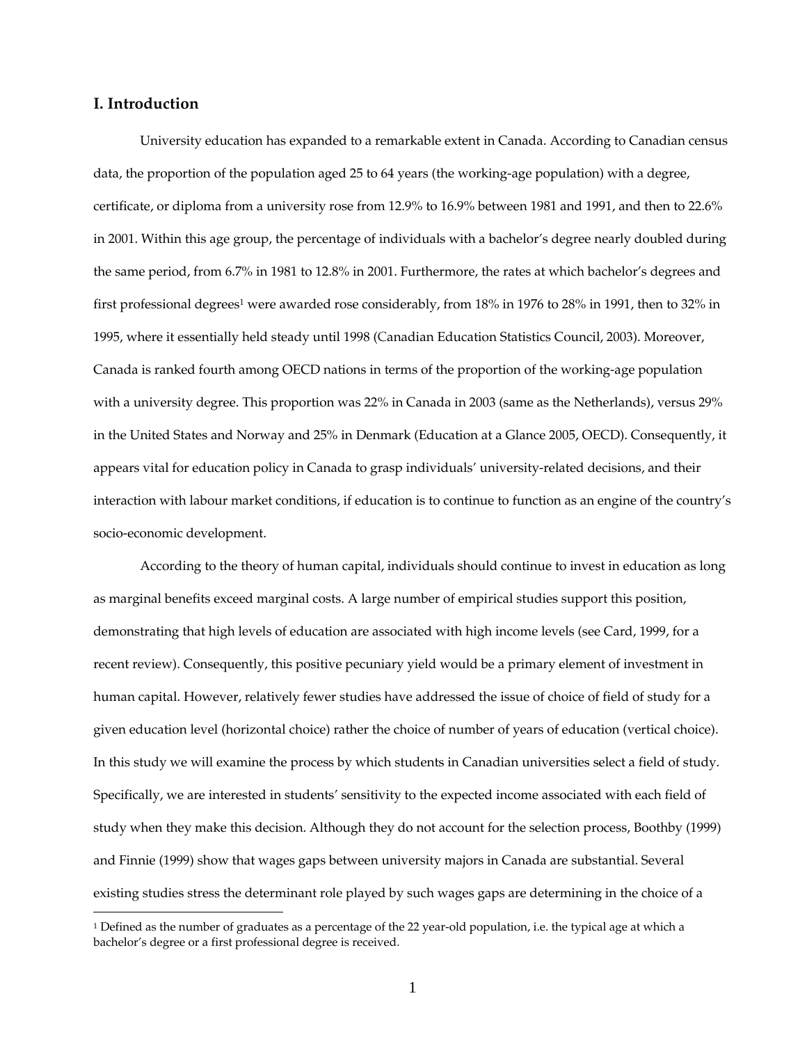## I. Introduction

University education has expanded to a remarkable extent in Canada. According to Canadian census data, the proportion of the population aged 25 to 64 years (the working-age population) with a degree, certificate, or diploma from a university rose from 12.9% to 16.9% between 1981 and 1991, and then to 22.6% in 2001. Within this age group, the percentage of individuals with a bachelor's degree nearly doubled during the same period, from 6.7% in 1981 to 12.8% in 2001. Furthermore, the rates at which bachelor's degrees and first professional degrees[1] were awarded rose considerably, from 18% in 1976 to 28% in 1991, then to 32% in 1995, where it essentially held steady until 1998 (Canadian Education Statistics Council, 2003). Moreover, Canada is ranked fourth among OECD nations in terms of the proportion of the working-age population with a university degree. This proportion was 22% in Canada in 2003 (same as the Netherlands), versus 29% in the United States and Norway and 25% in Denmark (Education at a Glance 2005, OECD). Consequently, it appears vital for education policy in Canada to grasp individuals' university-related decisions, and their interaction with labour market conditions, if education is to continue to function as an engine of the country's socio-economic development.

According to the theory of human capital, individuals should continue to invest in education as long as marginal benefits exceed marginal costs. A large number of empirical studies support this position, demonstrating that high levels of education are associated with high income levels (see Card, 1999, for a recent review). Consequently, this positive pecuniary yield would be a primary element of investment in human capital. However, relatively fewer studies have addressed the issue of choice of field of study for a given education level (horizontal choice) rather the choice of number of years of education (vertical choice). In this study we will examine the process by which students in Canadian universities select a field of study. Specifically, we are interested in students' sensitivity to the expected income associated with each field of study when they make this decision. Although they do not account for the selection process, Boothby (1999) and Finnie (1999) show that wages gaps between university majors in Canada are substantial. Several existing studies stress the determinant role played by such wages gaps are determining in the choice of a

[1] Defined as the number of graduates as a percentage of the 22 year-old population, i.e. the typical age at which a bachelor's degree or a first professional degree is received.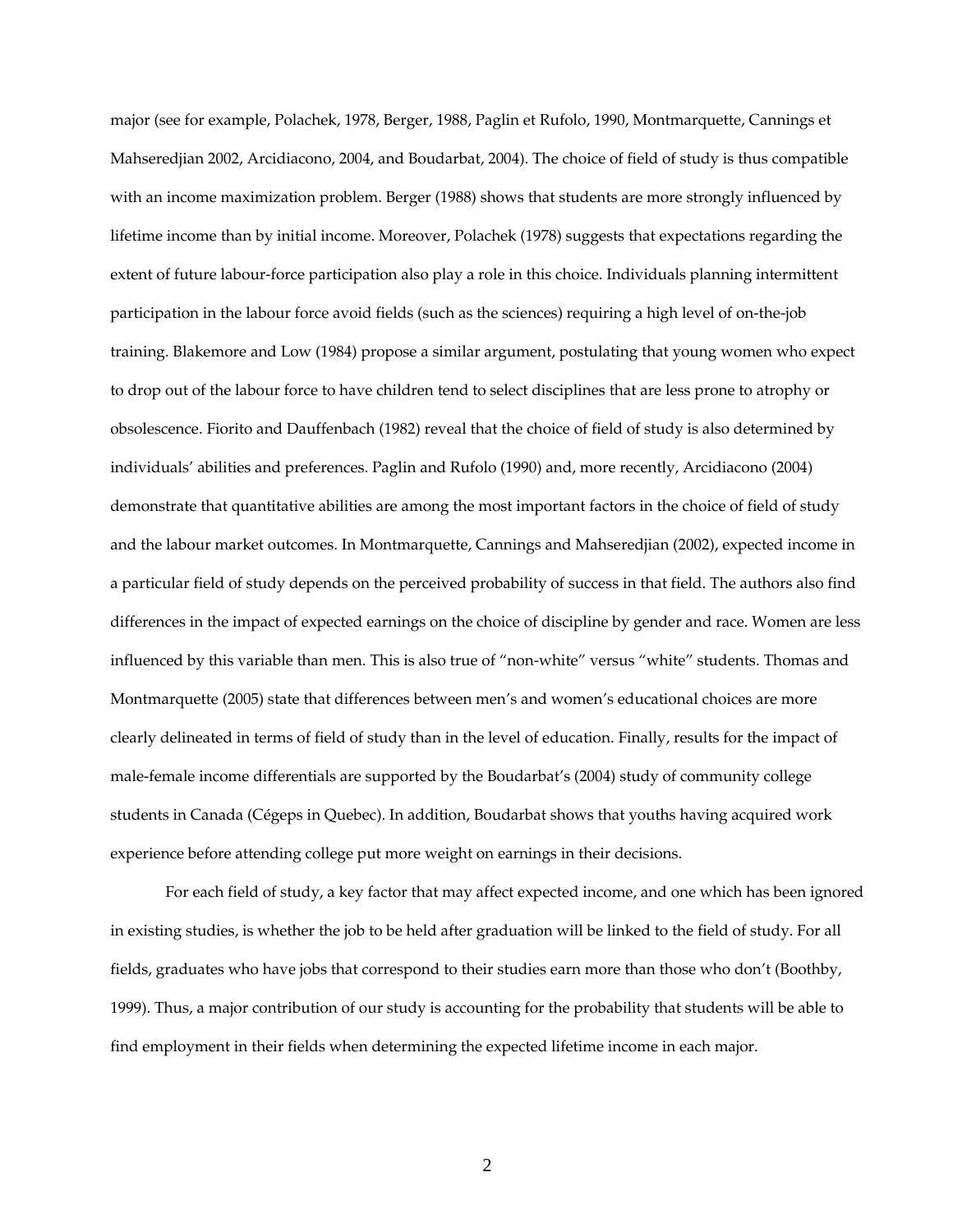major (see for example, Polachek, 1978, Berger, 1988, Paglin et Rufolo, 1990, Montmarquette, Cannings et Mahseredjian 2002, Arcidiacono, 2004, and Boudarbat, 2004). The choice of field of study is thus compatible with an income maximization problem. Berger (1988) shows that students are more strongly influenced by lifetime income than by initial income. Moreover, Polachek (1978) suggests that expectations regarding the extent of future labour-force participation also play a role in this choice. Individuals planning intermittent participation in the labour force avoid fields (such as the sciences) requiring a high level of on-the-job training. Blakemore and Low (1984) propose a similar argument, postulating that young women who expect to drop out of the labour force to have children tend to select disciplines that are less prone to atrophy or obsolescence. Fiorito and Dauffenbach (1982) reveal that the choice of field of study is also determined by individuals' abilities and preferences. Paglin and Rufolo (1990) and, more recently, Arcidiacono (2004) demonstrate that quantitative abilities are among the most important factors in the choice of field of study and the labour market outcomes. In Montmarquette, Cannings and Mahseredjian (2002), expected income in a particular field of study depends on the perceived probability of success in that field. The authors also find differences in the impact of expected earnings on the choice of discipline by gender and race. Women are less influenced by this variable than men. This is also true of "non-white" versus "white" students. Thomas and Montmarquette (2005) state that differences between men's and women's educational choices are more clearly delineated in terms of field of study than in the level of education. Finally, results for the impact of male-female income differentials are supported by the Boudarbat's (2004) study of community college students in Canada (Cégeps in Quebec). In addition, Boudarbat shows that youths having acquired work experience before attending college put more weight on earnings in their decisions.

For each field of study, a key factor that may affect expected income, and one which has been ignored in existing studies, is whether the job to be held after graduation will be linked to the field of study. For all fields, graduates who have jobs that correspond to their studies earn more than those who don't (Boothby, 1999). Thus, a major contribution of our study is accounting for the probability that students will be able to find employment in their fields when determining the expected lifetime income in each major.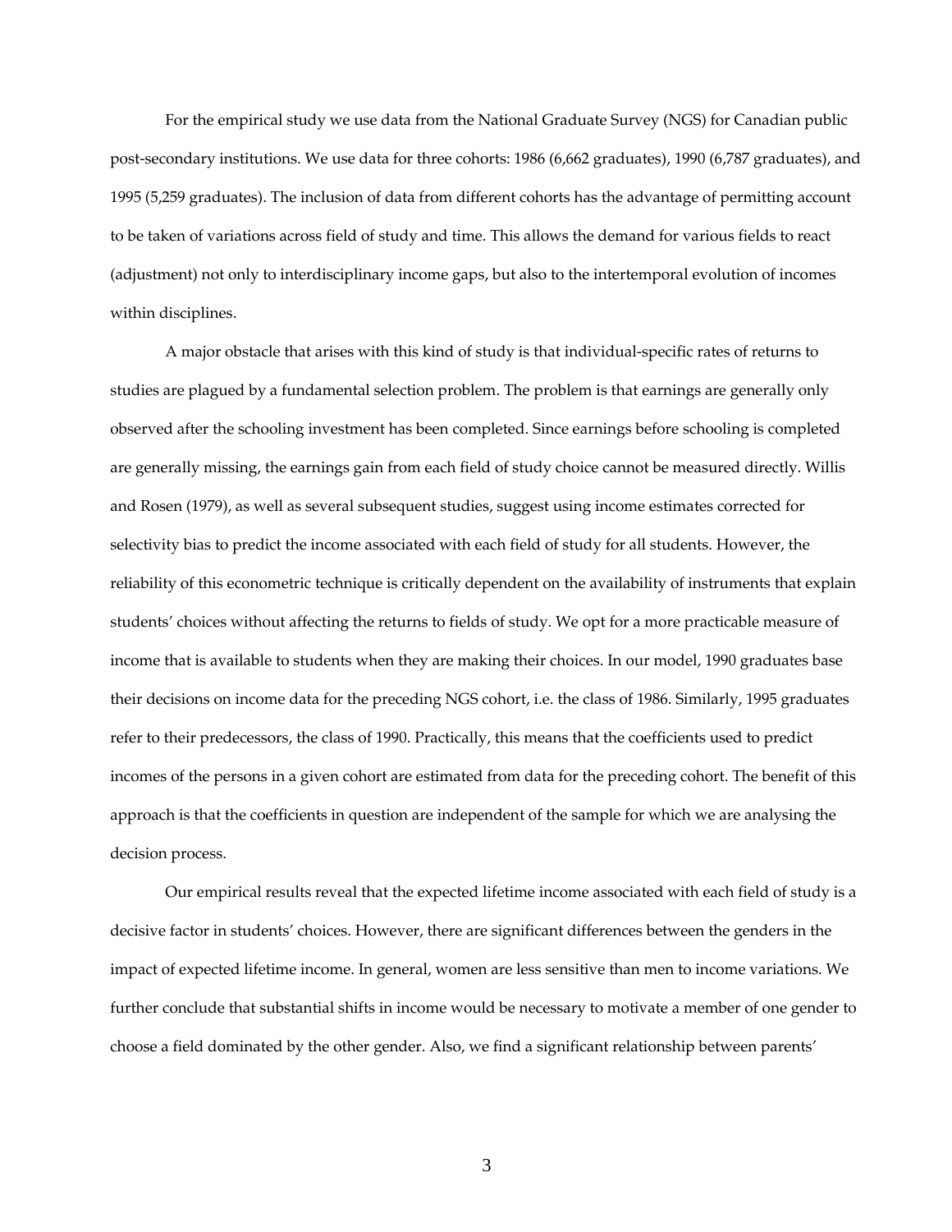For the empirical study we use data from the National Graduate Survey (NGS) for Canadian public post-secondary institutions. We use data for three cohorts: 1986 (6,662 graduates), 1990 (6,787 graduates), and 1995 (5,259 graduates). The inclusion of data from different cohorts has the advantage of permitting account to be taken of variations across field of study and time. This allows the demand for various fields to react (adjustment) not only to interdisciplinary income gaps, but also to the intertemporal evolution of incomes within disciplines.

A major obstacle that arises with this kind of study is that individual-specific rates of returns to studies are plagued by a fundamental selection problem. The problem is that earnings are generally only observed after the schooling investment has been completed. Since earnings before schooling is completed are generally missing, the earnings gain from each field of study choice cannot be measured directly. Willis and Rosen (1979), as well as several subsequent studies, suggest using income estimates corrected for selectivity bias to predict the income associated with each field of study for all students. However, the reliability of this econometric technique is critically dependent on the availability of instruments that explain students' choices without affecting the returns to fields of study. We opt for a more practicable measure of income that is available to students when they are making their choices. In our model, 1990 graduates base their decisions on income data for the preceding NGS cohort, i.e. the class of 1986. Similarly, 1995 graduates refer to their predecessors, the class of 1990. Practically, this means that the coefficients used to predict incomes of the persons in a given cohort are estimated from data for the preceding cohort. The benefit of this approach is that the coefficients in question are independent of the sample for which we are analysing the decision process.

Our empirical results reveal that the expected lifetime income associated with each field of study is a decisive factor in students' choices. However, there are significant differences between the genders in the impact of expected lifetime income. In general, women are less sensitive than men to income variations. We further conclude that substantial shifts in income would be necessary to motivate a member of one gender to choose a field dominated by the other gender. Also, we find a significant relationship between parents'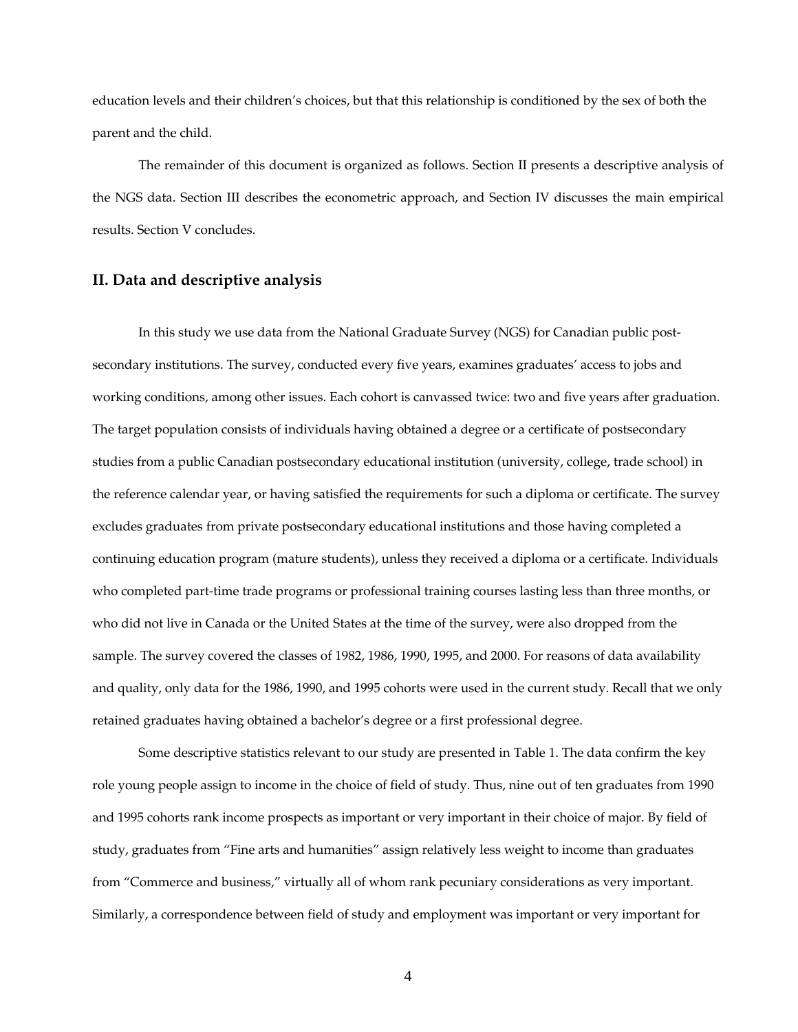education levels and their children's choices, but that this relationship is conditioned by the sex of both the parent and the child.

The remainder of this document is organized as follows. Section II presents a descriptive analysis of the NGS data. Section III describes the econometric approach, and Section IV discusses the main empirical results. Section V concludes.

## II. Data and descriptive analysis

In this study we use data from the National Graduate Survey (NGS) for Canadian public post-secondary institutions. The survey, conducted every five years, examines graduates' access to jobs and working conditions, among other issues. Each cohort is canvassed twice: two and five years after graduation. The target population consists of individuals having obtained a degree or a certificate of postsecondary studies from a public Canadian postsecondary educational institution (university, college, trade school) in the reference calendar year, or having satisfied the requirements for such a diploma or certificate. The survey excludes graduates from private postsecondary educational institutions and those having completed a continuing education program (mature students), unless they received a diploma or a certificate. Individuals who completed part-time trade programs or professional training courses lasting less than three months, or who did not live in Canada or the United States at the time of the survey, were also dropped from the sample. The survey covered the classes of 1982, 1986, 1990, 1995, and 2000. For reasons of data availability and quality, only data for the 1986, 1990, and 1995 cohorts were used in the current study. Recall that we only retained graduates having obtained a bachelor's degree or a first professional degree.

Some descriptive statistics relevant to our study are presented in Table 1. The data confirm the key role young people assign to income in the choice of field of study. Thus, nine out of ten graduates from 1990 and 1995 cohorts rank income prospects as important or very important in their choice of major. By field of study, graduates from "Fine arts and humanities" assign relatively less weight to income than graduates from "Commerce and business," virtually all of whom rank pecuniary considerations as very important. Similarly, a correspondence between field of study and employment was important or very important for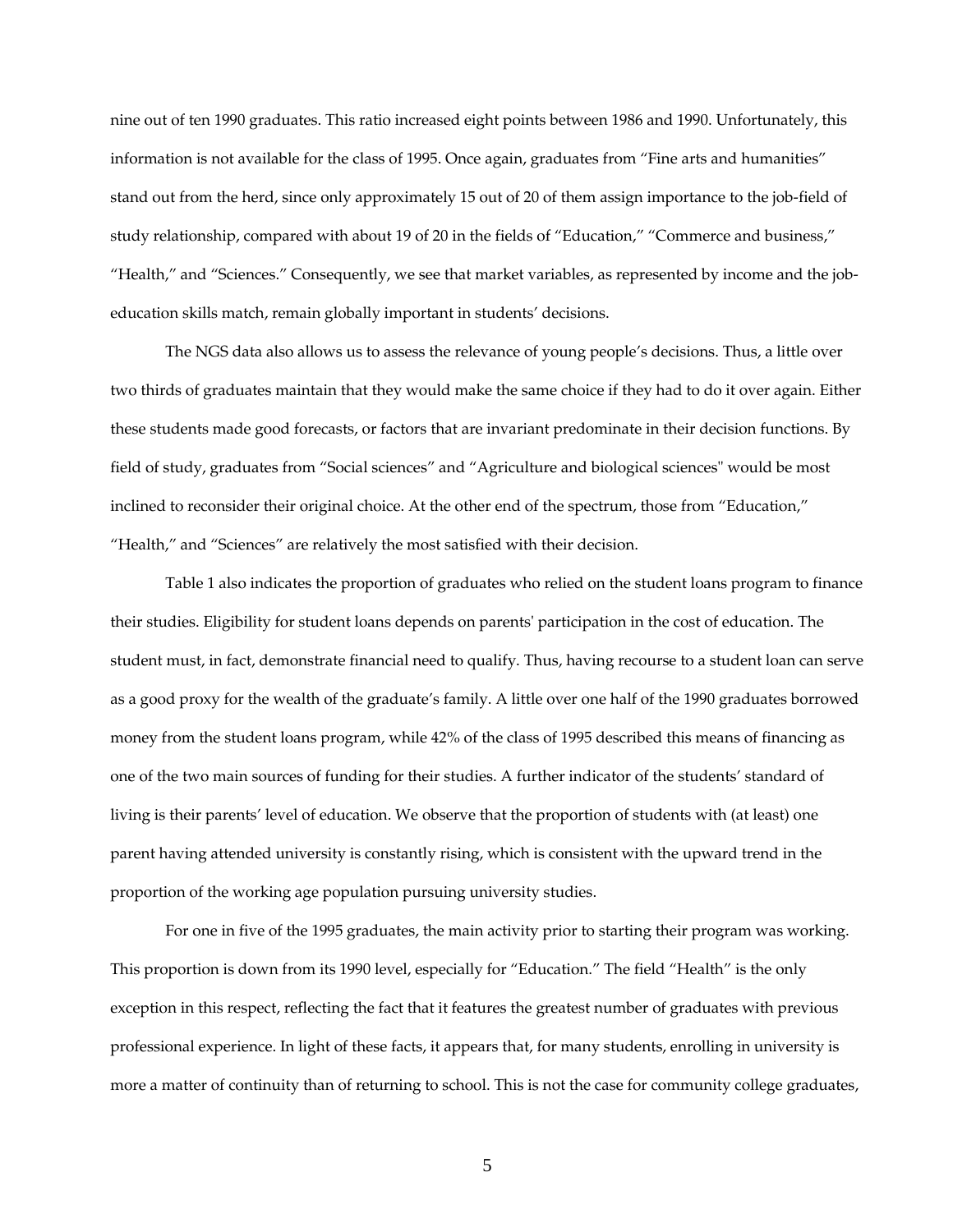nine out of ten 1990 graduates. This ratio increased eight points between 1986 and 1990. Unfortunately, this information is not available for the class of 1995. Once again, graduates from "Fine arts and humanities" stand out from the herd, since only approximately 15 out of 20 of them assign importance to the job-field of study relationship, compared with about 19 of 20 in the fields of "Education," "Commerce and business," "Health," and "Sciences." Consequently, we see that market variables, as represented by income and the job-education skills match, remain globally important in students' decisions.

The NGS data also allows us to assess the relevance of young people's decisions. Thus, a little over two thirds of graduates maintain that they would make the same choice if they had to do it over again. Either these students made good forecasts, or factors that are invariant predominate in their decision functions. By field of study, graduates from "Social sciences" and "Agriculture and biological sciences" would be most inclined to reconsider their original choice. At the other end of the spectrum, those from "Education," "Health," and "Sciences" are relatively the most satisfied with their decision.

Table 1 also indicates the proportion of graduates who relied on the student loans program to finance their studies. Eligibility for student loans depends on parents' participation in the cost of education. The student must, in fact, demonstrate financial need to qualify. Thus, having recourse to a student loan can serve as a good proxy for the wealth of the graduate's family. A little over one half of the 1990 graduates borrowed money from the student loans program, while 42% of the class of 1995 described this means of financing as one of the two main sources of funding for their studies. A further indicator of the students' standard of living is their parents' level of education. We observe that the proportion of students with (at least) one parent having attended university is constantly rising, which is consistent with the upward trend in the proportion of the working age population pursuing university studies.

For one in five of the 1995 graduates, the main activity prior to starting their program was working. This proportion is down from its 1990 level, especially for "Education." The field "Health" is the only exception in this respect, reflecting the fact that it features the greatest number of graduates with previous professional experience. In light of these facts, it appears that, for many students, enrolling in university is more a matter of continuity than of returning to school. This is not the case for community college graduates,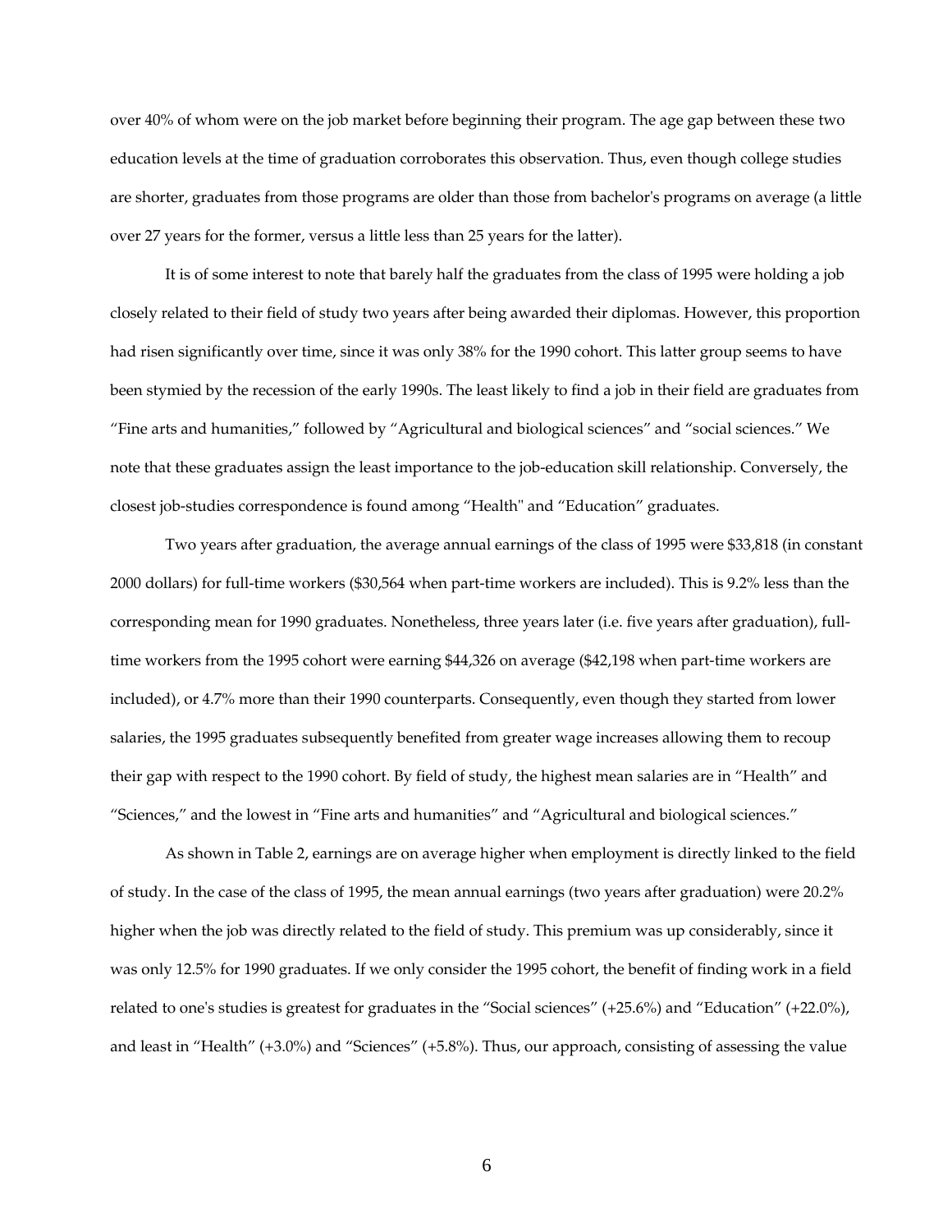over 40% of whom were on the job market before beginning their program. The age gap between these two education levels at the time of graduation corroborates this observation. Thus, even though college studies are shorter, graduates from those programs are older than those from bachelor's programs on average (a little over 27 years for the former, versus a little less than 25 years for the latter).

It is of some interest to note that barely half the graduates from the class of 1995 were holding a job closely related to their field of study two years after being awarded their diplomas. However, this proportion had risen significantly over time, since it was only 38% for the 1990 cohort. This latter group seems to have been stymied by the recession of the early 1990s. The least likely to find a job in their field are graduates from "Fine arts and humanities," followed by "Agricultural and biological sciences" and "social sciences." We note that these graduates assign the least importance to the job-education skill relationship. Conversely, the closest job-studies correspondence is found among "Health" and "Education" graduates.

Two years after graduation, the average annual earnings of the class of 1995 were $33,818 (in constant 2000 dollars) for full-time workers ($30,564 when part-time workers are included). This is 9.2% less than the corresponding mean for 1990 graduates. Nonetheless, three years later (i.e. five years after graduation), full-time workers from the 1995 cohort were earning $44,326 on average ($42,198 when part-time workers are included), or 4.7% more than their 1990 counterparts. Consequently, even though they started from lower salaries, the 1995 graduates subsequently benefited from greater wage increases allowing them to recoup their gap with respect to the 1990 cohort. By field of study, the highest mean salaries are in "Health" and "Sciences," and the lowest in "Fine arts and humanities" and "Agricultural and biological sciences."

As shown in Table 2, earnings are on average higher when employment is directly linked to the field of study. In the case of the class of 1995, the mean annual earnings (two years after graduation) were 20.2% higher when the job was directly related to the field of study. This premium was up considerably, since it was only 12.5% for 1990 graduates. If we only consider the 1995 cohort, the benefit of finding work in a field related to one's studies is greatest for graduates in the "Social sciences" (+25.6%) and "Education" (+22.0%), and least in "Health" (+3.0%) and "Sciences" (+5.8%). Thus, our approach, consisting of assessing the value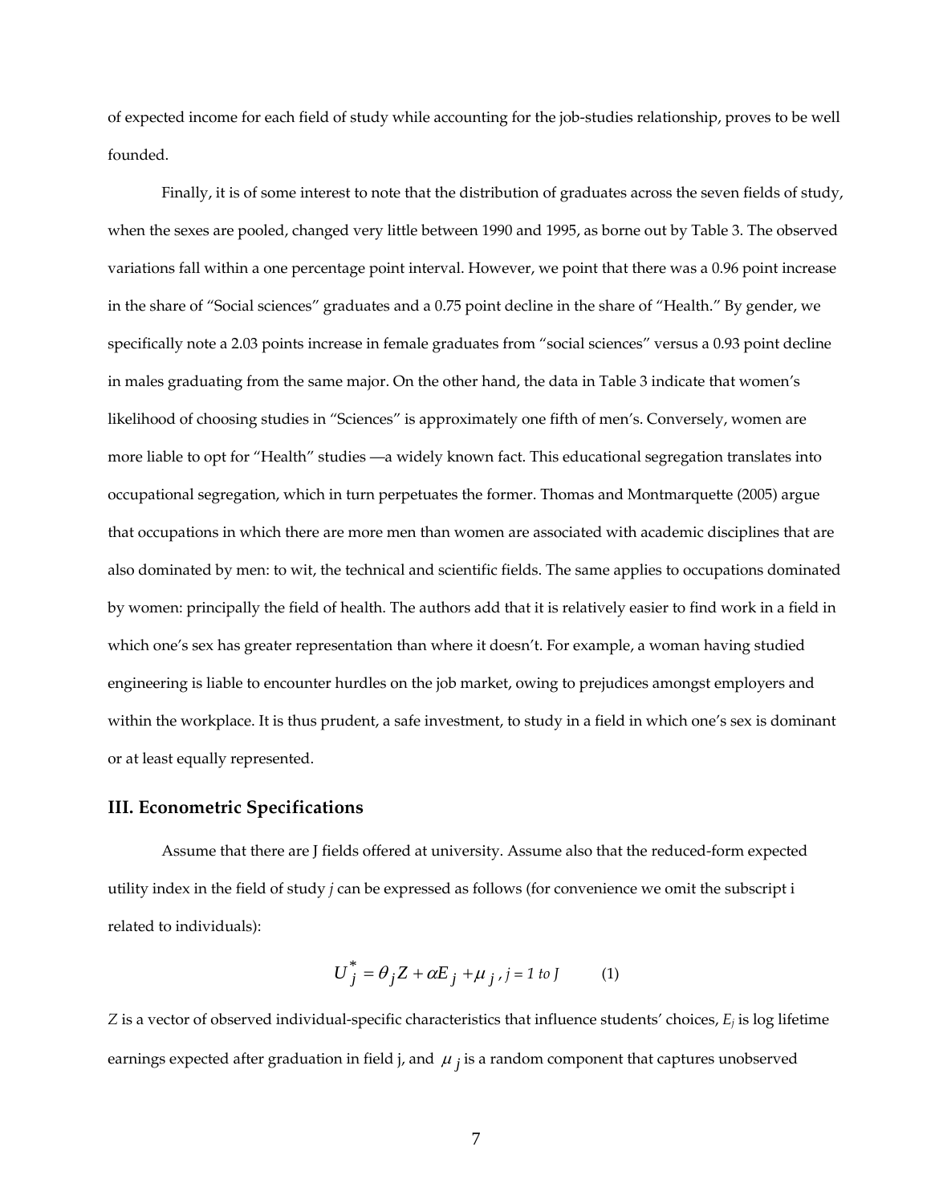of expected income for each field of study while accounting for the job-studies relationship, proves to be well founded.

Finally, it is of some interest to note that the distribution of graduates across the seven fields of study, when the sexes are pooled, changed very little between 1990 and 1995, as borne out by Table 3. The observed variations fall within a one percentage point interval. However, we point that there was a 0.96 point increase in the share of "Social sciences" graduates and a 0.75 point decline in the share of "Health." By gender, we specifically note a 2.03 points increase in female graduates from "social sciences" versus a 0.93 point decline in males graduating from the same major. On the other hand, the data in Table 3 indicate that women's likelihood of choosing studies in "Sciences" is approximately one fifth of men's. Conversely, women are more liable to opt for "Health" studies —a widely known fact. This educational segregation translates into occupational segregation, which in turn perpetuates the former. Thomas and Montmarquette (2005) argue that occupations in which there are more men than women are associated with academic disciplines that are also dominated by men: to wit, the technical and scientific fields. The same applies to occupations dominated by women: principally the field of health. The authors add that it is relatively easier to find work in a field in which one's sex has greater representation than where it doesn't. For example, a woman having studied engineering is liable to encounter hurdles on the job market, owing to prejudices amongst employers and within the workplace. It is thus prudent, a safe investment, to study in a field in which one's sex is dominant or at least equally represented.

## III. Econometric Specifications

Assume that there are J fields offered at university. Assume also that the reduced-form expected utility index in the field of study *j* can be expressed as follows (for convenience we omit the subscript i related to individuals):

$$U_j^* = \theta_j Z + \alpha E_j + \mu_j, \; j = 1 \text{ to } J \qquad (1)$$

*Z* is a vector of observed individual-specific characteristics that influence students' choices, $E_j$ is log lifetime earnings expected after graduation in field j, and $\mu_j$ is a random component that captures unobserved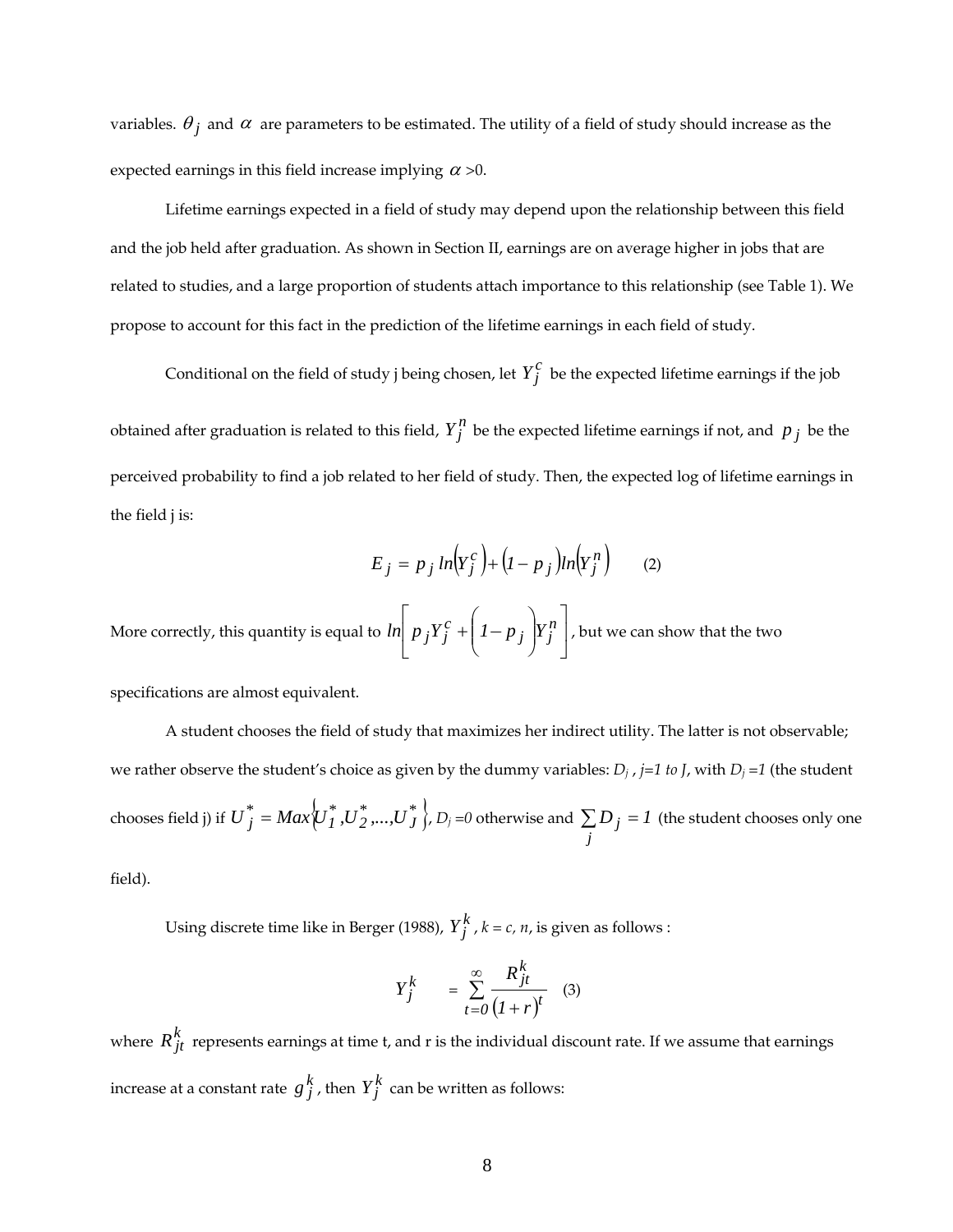variables. $\theta_j$ and $\alpha$ are parameters to be estimated. The utility of a field of study should increase as the expected earnings in this field increase implying $\alpha > 0$.

Lifetime earnings expected in a field of study may depend upon the relationship between this field and the job held after graduation. As shown in Section II, earnings are on average higher in jobs that are related to studies, and a large proportion of students attach importance to this relationship (see Table 1). We propose to account for this fact in the prediction of the lifetime earnings in each field of study.

Conditional on the field of study j being chosen, let $Y_j^c$ be the expected lifetime earnings if the job obtained after graduation is related to this field, $Y_j^n$ be the expected lifetime earnings if not, and $p_j$ be the perceived probability to find a job related to her field of study. Then, the expected log of lifetime earnings in the field j is:

$$E_j = p_j \ln\left(Y_j^c\right) + \left(1 - p_j\right) \ln\left(Y_j^n\right) \qquad (2)$$

More correctly, this quantity is equal to $\ln\left[p_j Y_j^c + \left(1 - p_j\right) Y_j^n\right]$, but we can show that the two specifications are almost equivalent.

A student chooses the field of study that maximizes her indirect utility. The latter is not observable; we rather observe the student's choice as given by the dummy variables: $D_j$, $j=1$ to $J$, with $D_j = 1$ (the student chooses field j) if $U_j^* = Max\left\{U_1^*, U_2^*, \ldots, U_J^*\right\}$, $D_j = 0$ otherwise and $\sum_j D_j = 1$ (the student chooses only one field).

Using discrete time like in Berger (1988), $Y_j^k$, $k = c, n$, is given as follows :

$$Y_j^k = \sum_{t=0}^{\infty} \frac{R_{jt}^k}{(1+r)^t} \qquad (3)$$

where $R_{jt}^k$ represents earnings at time t, and r is the individual discount rate. If we assume that earnings increase at a constant rate $g_j^k$, then $Y_j^k$ can be written as follows: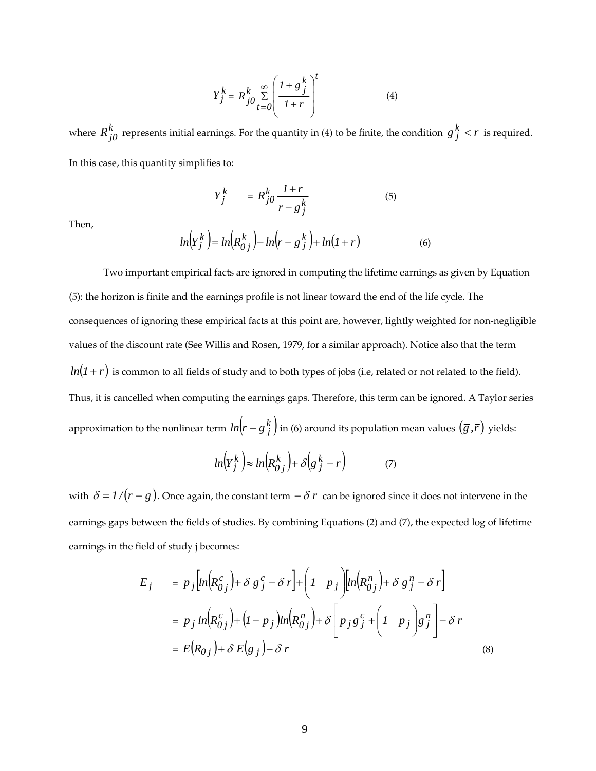$$Y_j^k = R_{j0}^k \sum_{t=0}^{\infty} \left( \frac{1+g_j^k}{1+r} \right)^t \tag{4}$$

where $R_{j0}^k$ represents initial earnings. For the quantity in (4) to be finite, the condition $g_j^k < r$ is required. In this case, this quantity simplifies to:

$$Y_j^k = R_{j0}^k \frac{1+r}{r-g_j^k} \tag{5}$$

Then,

$$ln\left(Y_j^k\right) = ln\left(R_{0j}^k\right) - ln\left(r - g_j^k\right) + ln(1+r) \tag{6}$$

Two important empirical facts are ignored in computing the lifetime earnings as given by Equation (5): the horizon is finite and the earnings profile is not linear toward the end of the life cycle. The consequences of ignoring these empirical facts at this point are, however, lightly weighted for non-negligible values of the discount rate (See Willis and Rosen, 1979, for a similar approach). Notice also that the term $ln(1+r)$ is common to all fields of study and to both types of jobs (i.e, related or not related to the field). Thus, it is cancelled when computing the earnings gaps. Therefore, this term can be ignored. A Taylor series approximation to the nonlinear term $ln\left(r - g_j^k\right)$ in (6) around its population mean values $(\overline{g}, \overline{r})$ yields:

$$ln\left(Y_j^k\right) \approx ln\left(R_{0j}^k\right) + \delta\left(g_j^k - r\right) \tag{7}$$

with $\delta = 1/(\overline{r} - \overline{g})$. Once again, the constant term $-\delta r$ can be ignored since it does not intervene in the earnings gaps between the fields of studies. By combining Equations (2) and (7), the expected log of lifetime earnings in the field of study j becomes:

$$\begin{aligned} E_j &= p_j\left[ln\left(R_{0j}^c\right) + \delta\, g_j^c - \delta\, r\right] + \left(1 - p_j\right)\left[ln\left(R_{0j}^n\right) + \delta\, g_j^n - \delta\, r\right] \\ &= p_j\, ln\left(R_{0j}^c\right) + \left(1 - p_j\right) ln\left(R_{0j}^n\right) + \delta\left[p_j g_j^c + \left(1 - p_j\right) g_j^n\right] - \delta\, r \\ &= E\left(R_{0j}\right) + \delta\, E\left(g_j\right) - \delta\, r \end{aligned} \tag{8}$$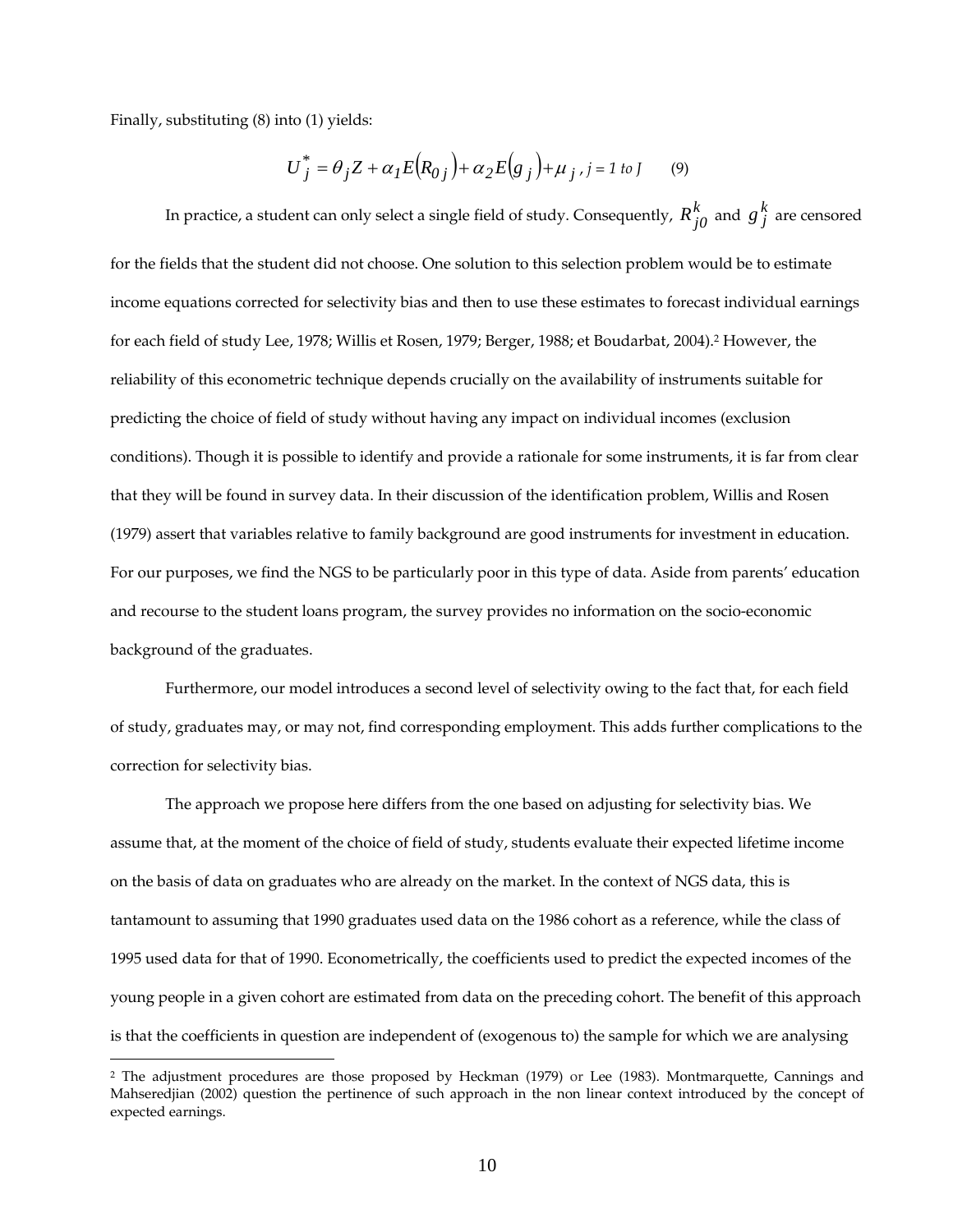Finally, substituting (8) into (1) yields:

$$U_j^* = \theta_j Z + \alpha_1 E(R_{0j}) + \alpha_2 E(g_j) + \mu_j, \; j = 1 \text{ to } J \qquad (9)$$

In practice, a student can only select a single field of study. Consequently, $R_{j0}^k$ and $g_j^k$ are censored for the fields that the student did not choose. One solution to this selection problem would be to estimate income equations corrected for selectivity bias and then to use these estimates to forecast individual earnings for each field of study Lee, 1978; Willis et Rosen, 1979; Berger, 1988; et Boudarbat, 2004).[2] However, the reliability of this econometric technique depends crucially on the availability of instruments suitable for predicting the choice of field of study without having any impact on individual incomes (exclusion conditions). Though it is possible to identify and provide a rationale for some instruments, it is far from clear that they will be found in survey data. In their discussion of the identification problem, Willis and Rosen (1979) assert that variables relative to family background are good instruments for investment in education. For our purposes, we find the NGS to be particularly poor in this type of data. Aside from parents' education and recourse to the student loans program, the survey provides no information on the socio-economic background of the graduates.

Furthermore, our model introduces a second level of selectivity owing to the fact that, for each field of study, graduates may, or may not, find corresponding employment. This adds further complications to the correction for selectivity bias.

The approach we propose here differs from the one based on adjusting for selectivity bias. We assume that, at the moment of the choice of field of study, students evaluate their expected lifetime income on the basis of data on graduates who are already on the market. In the context of NGS data, this is tantamount to assuming that 1990 graduates used data on the 1986 cohort as a reference, while the class of 1995 used data for that of 1990. Econometrically, the coefficients used to predict the expected incomes of the young people in a given cohort are estimated from data on the preceding cohort. The benefit of this approach is that the coefficients in question are independent of (exogenous to) the sample for which we are analysing

[2] The adjustment procedures are those proposed by Heckman (1979) or Lee (1983). Montmarquette, Cannings and Mahseredjian (2002) question the pertinence of such approach in the non linear context introduced by the concept of expected earnings.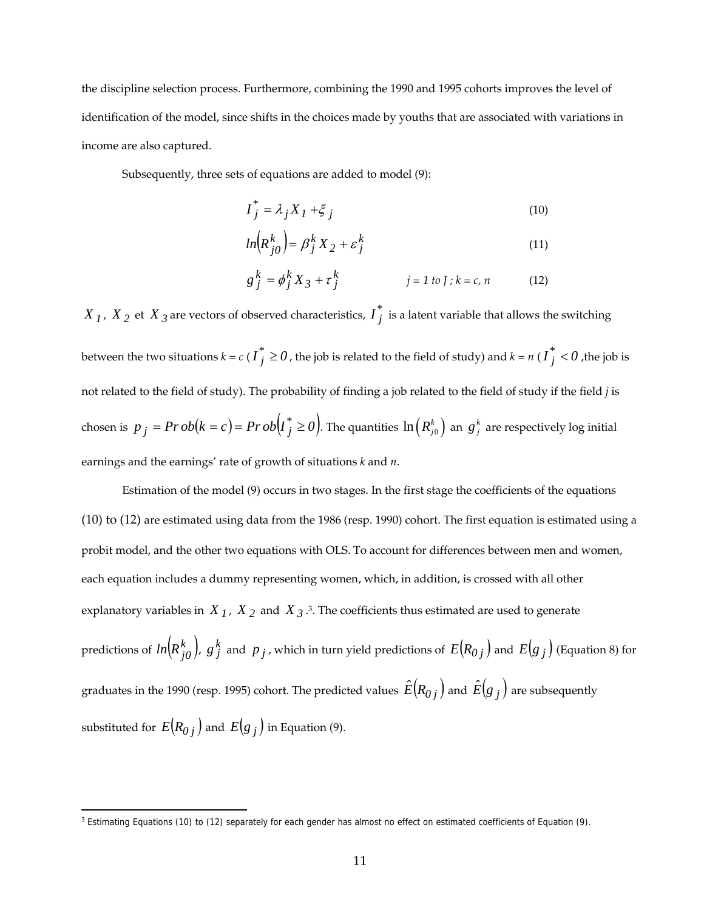the discipline selection process. Furthermore, combining the 1990 and 1995 cohorts improves the level of identification of the model, since shifts in the choices made by youths that are associated with variations in income are also captured.

Subsequently, three sets of equations are added to model (9):

$$I_j^* = \lambda_j X_1 + \xi_j \tag{10}$$

$$ln\left(R_{j0}^k\right) = \beta_j^k X_2 + \varepsilon_j^k \tag{11}$$

$$g_j^k = \phi_j^k X_3 + \tau_j^k \qquad j = 1 \text{ to } J\,;\, k = c,\, n \tag{12}$$

$X_1$, $X_2$ et $X_3$ are vectors of observed characteristics, $I_j^*$ is a latent variable that allows the switching between the two situations $k = c$ ($I_j^* \geq 0$, the job is related to the field of study) and $k = n$ ($I_j^* < 0$ ,the job is not related to the field of study). The probability of finding a job related to the field of study if the field *j* is chosen is $p_j = Prob(k = c) = Prob\left(I_j^* \geq 0\right)$. The quantities $\ln\left(R_{j0}^k\right)$ an $g_j^k$ are respectively log initial earnings and the earnings' rate of growth of situations *k* and *n*.

Estimation of the model (9) occurs in two stages. In the first stage the coefficients of the equations (10) to (12) are estimated using data from the 1986 (resp. 1990) cohort. The first equation is estimated using a probit model, and the other two equations with OLS. To account for differences between men and women, each equation includes a dummy representing women, which, in addition, is crossed with all other explanatory variables in $X_1$, $X_2$ and $X_3$.[3]. The coefficients thus estimated are used to generate predictions of $ln\left(R_{j0}^k\right)$, $g_j^k$ and $p_j$, which in turn yield predictions of $E\left(R_{0j}\right)$ and $E\left(g_j\right)$ (Equation 8) for graduates in the 1990 (resp. 1995) cohort. The predicted values $\hat{E}\left(R_{0j}\right)$ and $\hat{E}\left(g_j\right)$ are subsequently substituted for $E\left(R_{0j}\right)$ and $E\left(g_j\right)$ in Equation (9).

[3] Estimating Equations (10) to (12) separately for each gender has almost no effect on estimated coefficients of Equation (9).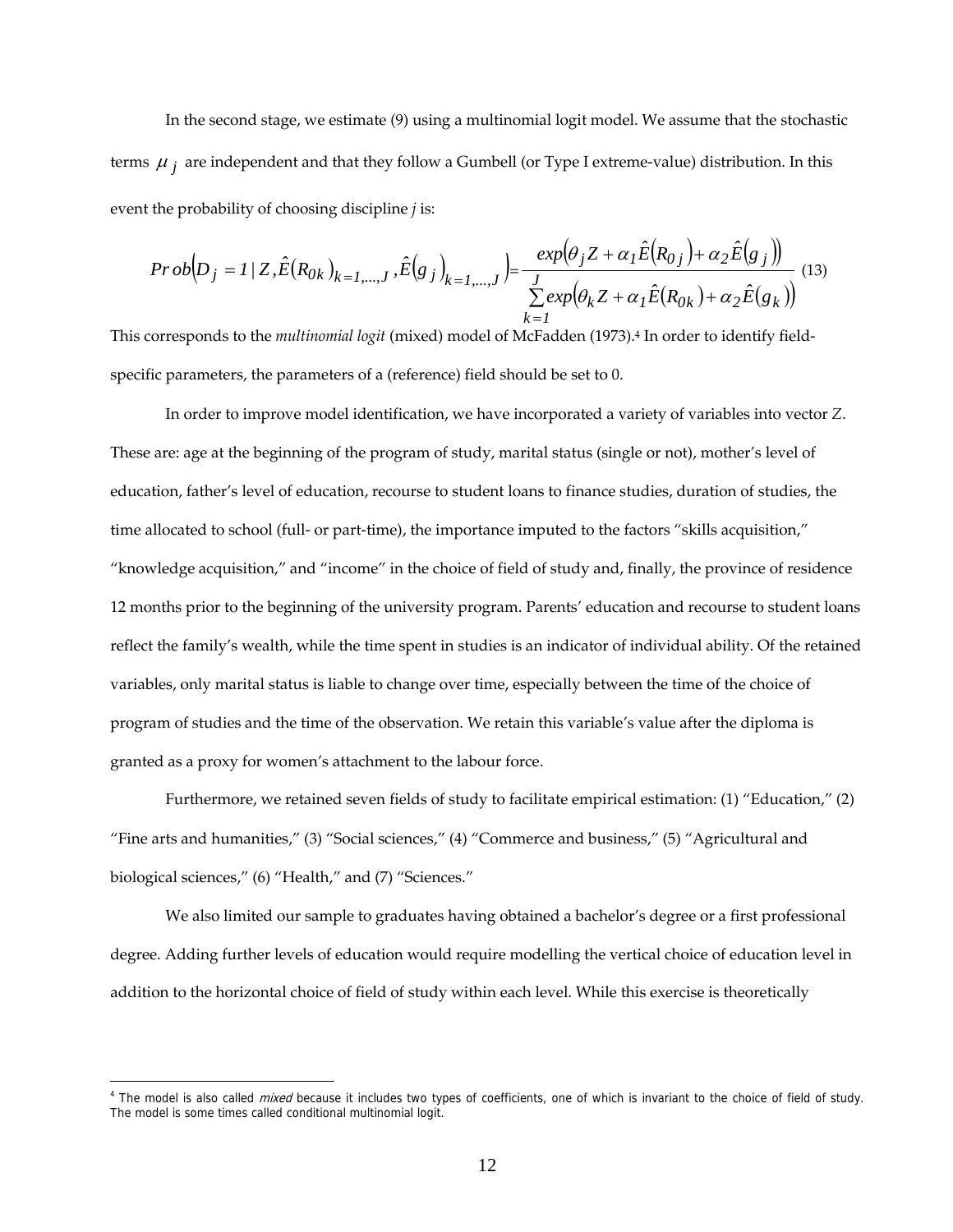In the second stage, we estimate (9) using a multinomial logit model. We assume that the stochastic terms $\mu_j$ are independent and that they follow a Gumbell (or Type I extreme-value) distribution. In this event the probability of choosing discipline *j* is:

$$Prob\left(D_j = 1 \mid Z, \hat{E}(R_{0k})_{k=1,\ldots,J}, \hat{E}(g_j)_{k=1,\ldots,J}\right) = \frac{exp\left(\theta_j Z + \alpha_1 \hat{E}(R_{0j}) + \alpha_2 \hat{E}(g_j)\right)}{\sum_{k=1}^{J} exp\left(\theta_k Z + \alpha_1 \hat{E}(R_{0k}) + \alpha_2 \hat{E}(g_k)\right)} \quad (13)$$

This corresponds to the *multinomial logit* (mixed) model of McFadden (1973).[4] In order to identify field-specific parameters, the parameters of a (reference) field should be set to 0.

In order to improve model identification, we have incorporated a variety of variables into vector $Z$. These are: age at the beginning of the program of study, marital status (single or not), mother's level of education, father's level of education, recourse to student loans to finance studies, duration of studies, the time allocated to school (full- or part-time), the importance imputed to the factors "skills acquisition," "knowledge acquisition," and "income" in the choice of field of study and, finally, the province of residence 12 months prior to the beginning of the university program. Parents' education and recourse to student loans reflect the family's wealth, while the time spent in studies is an indicator of individual ability. Of the retained variables, only marital status is liable to change over time, especially between the time of the choice of program of studies and the time of the observation. We retain this variable's value after the diploma is granted as a proxy for women's attachment to the labour force.

Furthermore, we retained seven fields of study to facilitate empirical estimation: (1) "Education," (2) "Fine arts and humanities," (3) "Social sciences," (4) "Commerce and business," (5) "Agricultural and biological sciences," (6) "Health," and (7) "Sciences."

We also limited our sample to graduates having obtained a bachelor's degree or a first professional degree. Adding further levels of education would require modelling the vertical choice of education level in addition to the horizontal choice of field of study within each level. While this exercise is theoretically

---

[4] The model is also called *mixed* because it includes two types of coefficients, one of which is invariant to the choice of field of study. The model is some times called conditional multinomial logit.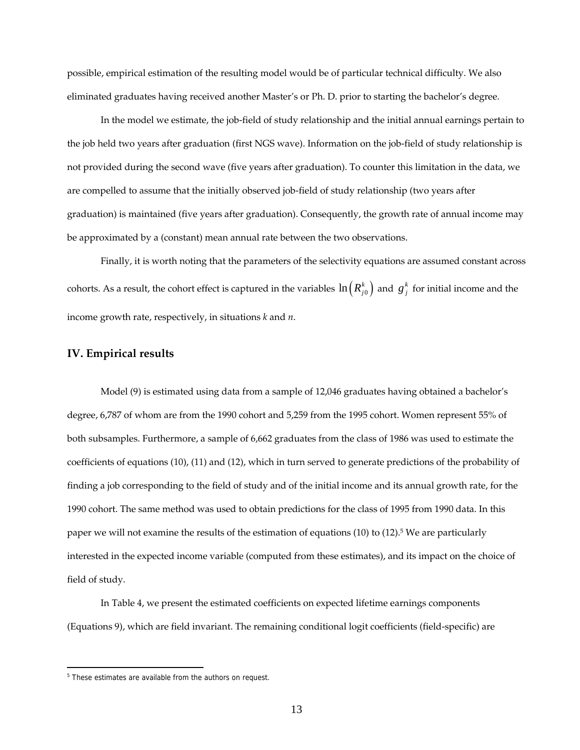possible, empirical estimation of the resulting model would be of particular technical difficulty. We also eliminated graduates having received another Master's or Ph. D. prior to starting the bachelor's degree.

In the model we estimate, the job-field of study relationship and the initial annual earnings pertain to the job held two years after graduation (first NGS wave). Information on the job-field of study relationship is not provided during the second wave (five years after graduation). To counter this limitation in the data, we are compelled to assume that the initially observed job-field of study relationship (two years after graduation) is maintained (five years after graduation). Consequently, the growth rate of annual income may be approximated by a (constant) mean annual rate between the two observations.

Finally, it is worth noting that the parameters of the selectivity equations are assumed constant across cohorts. As a result, the cohort effect is captured in the variables $\ln\left(R_{j0}^{k}\right)$ and $g_{j}^{k}$ for initial income and the income growth rate, respectively, in situations *k* and *n*.

## IV. Empirical results

Model (9) is estimated using data from a sample of 12,046 graduates having obtained a bachelor's degree, 6,787 of whom are from the 1990 cohort and 5,259 from the 1995 cohort. Women represent 55% of both subsamples. Furthermore, a sample of 6,662 graduates from the class of 1986 was used to estimate the coefficients of equations (10), (11) and (12), which in turn served to generate predictions of the probability of finding a job corresponding to the field of study and of the initial income and its annual growth rate, for the 1990 cohort. The same method was used to obtain predictions for the class of 1995 from 1990 data. In this paper we will not examine the results of the estimation of equations (10) to (12).[5] We are particularly interested in the expected income variable (computed from these estimates), and its impact on the choice of field of study.

In Table 4, we present the estimated coefficients on expected lifetime earnings components (Equations 9), which are field invariant. The remaining conditional logit coefficients (field-specific) are

[5] These estimates are available from the authors on request.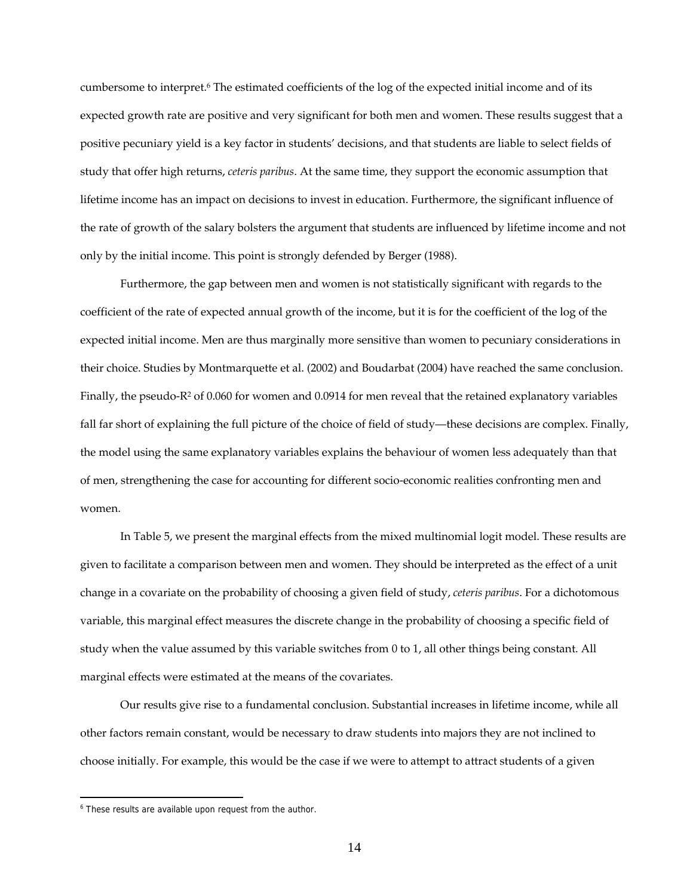cumbersome to interpret.[6] The estimated coefficients of the log of the expected initial income and of its expected growth rate are positive and very significant for both men and women. These results suggest that a positive pecuniary yield is a key factor in students' decisions, and that students are liable to select fields of study that offer high returns, *ceteris paribus*. At the same time, they support the economic assumption that lifetime income has an impact on decisions to invest in education. Furthermore, the significant influence of the rate of growth of the salary bolsters the argument that students are influenced by lifetime income and not only by the initial income. This point is strongly defended by Berger (1988).

Furthermore, the gap between men and women is not statistically significant with regards to the coefficient of the rate of expected annual growth of the income, but it is for the coefficient of the log of the expected initial income. Men are thus marginally more sensitive than women to pecuniary considerations in their choice. Studies by Montmarquette et al. (2002) and Boudarbat (2004) have reached the same conclusion. Finally, the pseudo-$R^2$ of 0.060 for women and 0.0914 for men reveal that the retained explanatory variables fall far short of explaining the full picture of the choice of field of study—these decisions are complex. Finally, the model using the same explanatory variables explains the behaviour of women less adequately than that of men, strengthening the case for accounting for different socio-economic realities confronting men and women.

In Table 5, we present the marginal effects from the mixed multinomial logit model. These results are given to facilitate a comparison between men and women. They should be interpreted as the effect of a unit change in a covariate on the probability of choosing a given field of study, *ceteris paribus*. For a dichotomous variable, this marginal effect measures the discrete change in the probability of choosing a specific field of study when the value assumed by this variable switches from 0 to 1, all other things being constant. All marginal effects were estimated at the means of the covariates.

Our results give rise to a fundamental conclusion. Substantial increases in lifetime income, while all other factors remain constant, would be necessary to draw students into majors they are not inclined to choose initially. For example, this would be the case if we were to attempt to attract students of a given

[6] These results are available upon request from the author.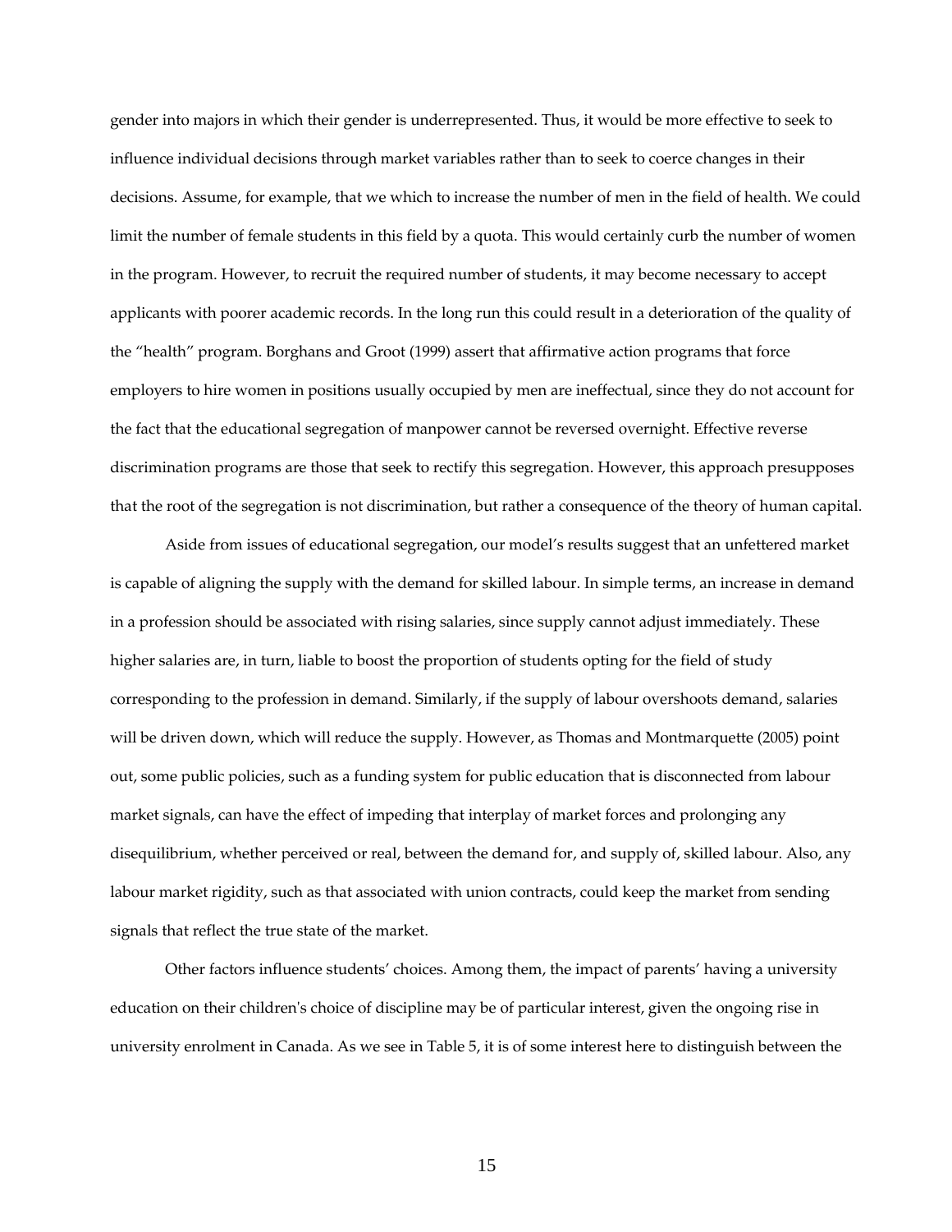gender into majors in which their gender is underrepresented. Thus, it would be more effective to seek to influence individual decisions through market variables rather than to seek to coerce changes in their decisions. Assume, for example, that we which to increase the number of men in the field of health. We could limit the number of female students in this field by a quota. This would certainly curb the number of women in the program. However, to recruit the required number of students, it may become necessary to accept applicants with poorer academic records. In the long run this could result in a deterioration of the quality of the "health" program. Borghans and Groot (1999) assert that affirmative action programs that force employers to hire women in positions usually occupied by men are ineffectual, since they do not account for the fact that the educational segregation of manpower cannot be reversed overnight. Effective reverse discrimination programs are those that seek to rectify this segregation. However, this approach presupposes that the root of the segregation is not discrimination, but rather a consequence of the theory of human capital.

Aside from issues of educational segregation, our model's results suggest that an unfettered market is capable of aligning the supply with the demand for skilled labour. In simple terms, an increase in demand in a profession should be associated with rising salaries, since supply cannot adjust immediately. These higher salaries are, in turn, liable to boost the proportion of students opting for the field of study corresponding to the profession in demand. Similarly, if the supply of labour overshoots demand, salaries will be driven down, which will reduce the supply. However, as Thomas and Montmarquette (2005) point out, some public policies, such as a funding system for public education that is disconnected from labour market signals, can have the effect of impeding that interplay of market forces and prolonging any disequilibrium, whether perceived or real, between the demand for, and supply of, skilled labour. Also, any labour market rigidity, such as that associated with union contracts, could keep the market from sending signals that reflect the true state of the market.

Other factors influence students' choices. Among them, the impact of parents' having a university education on their children's choice of discipline may be of particular interest, given the ongoing rise in university enrolment in Canada. As we see in Table 5, it is of some interest here to distinguish between the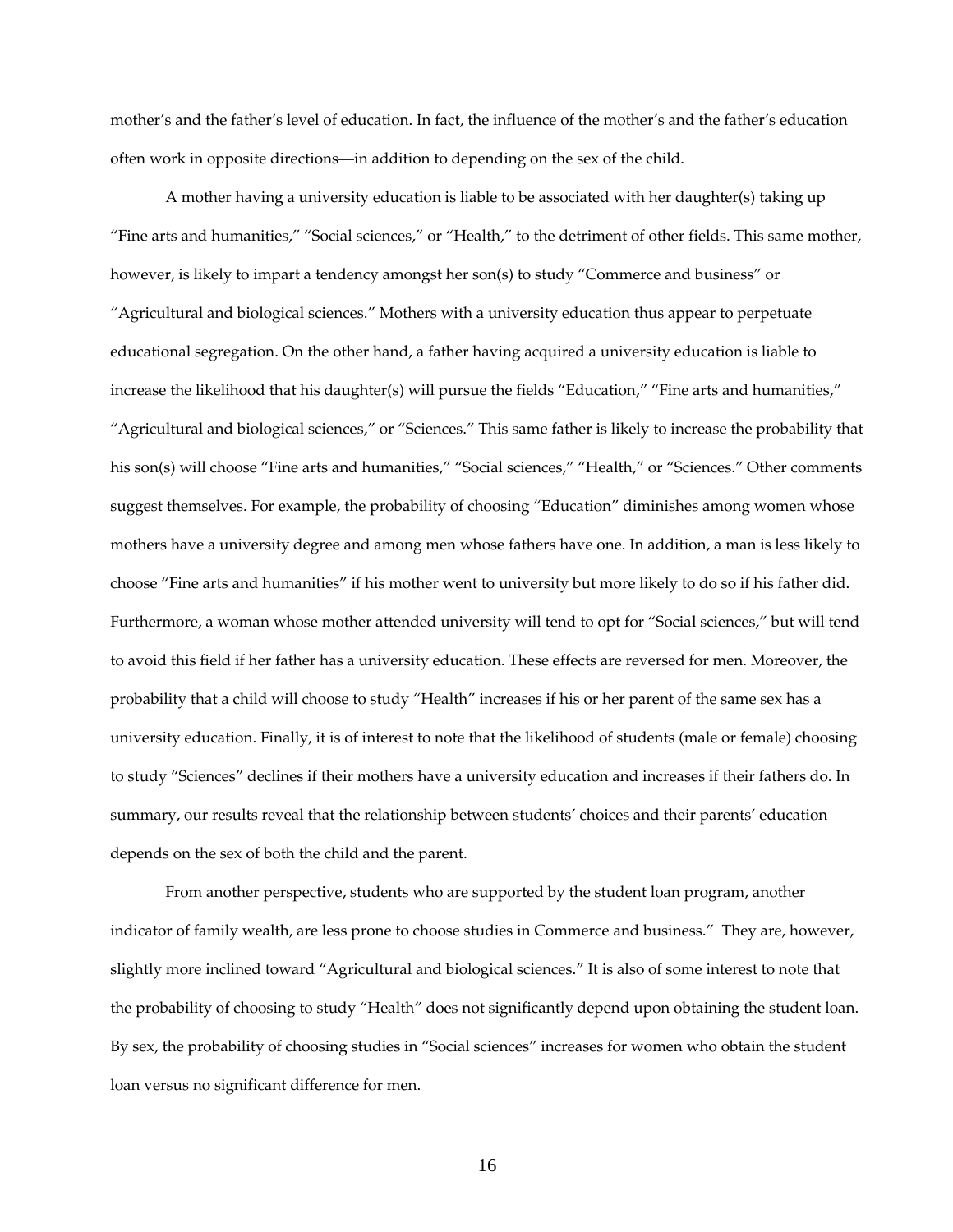mother's and the father's level of education. In fact, the influence of the mother's and the father's education often work in opposite directions—in addition to depending on the sex of the child.

A mother having a university education is liable to be associated with her daughter(s) taking up "Fine arts and humanities," "Social sciences," or "Health," to the detriment of other fields. This same mother, however, is likely to impart a tendency amongst her son(s) to study "Commerce and business" or "Agricultural and biological sciences." Mothers with a university education thus appear to perpetuate educational segregation. On the other hand, a father having acquired a university education is liable to increase the likelihood that his daughter(s) will pursue the fields "Education," "Fine arts and humanities," "Agricultural and biological sciences," or "Sciences." This same father is likely to increase the probability that his son(s) will choose "Fine arts and humanities," "Social sciences," "Health," or "Sciences." Other comments suggest themselves. For example, the probability of choosing "Education" diminishes among women whose mothers have a university degree and among men whose fathers have one. In addition, a man is less likely to choose "Fine arts and humanities" if his mother went to university but more likely to do so if his father did. Furthermore, a woman whose mother attended university will tend to opt for "Social sciences," but will tend to avoid this field if her father has a university education. These effects are reversed for men. Moreover, the probability that a child will choose to study "Health" increases if his or her parent of the same sex has a university education. Finally, it is of interest to note that the likelihood of students (male or female) choosing to study "Sciences" declines if their mothers have a university education and increases if their fathers do. In summary, our results reveal that the relationship between students' choices and their parents' education depends on the sex of both the child and the parent.

From another perspective, students who are supported by the student loan program, another indicator of family wealth, are less prone to choose studies in Commerce and business." They are, however, slightly more inclined toward "Agricultural and biological sciences." It is also of some interest to note that the probability of choosing to study "Health" does not significantly depend upon obtaining the student loan. By sex, the probability of choosing studies in "Social sciences" increases for women who obtain the student loan versus no significant difference for men.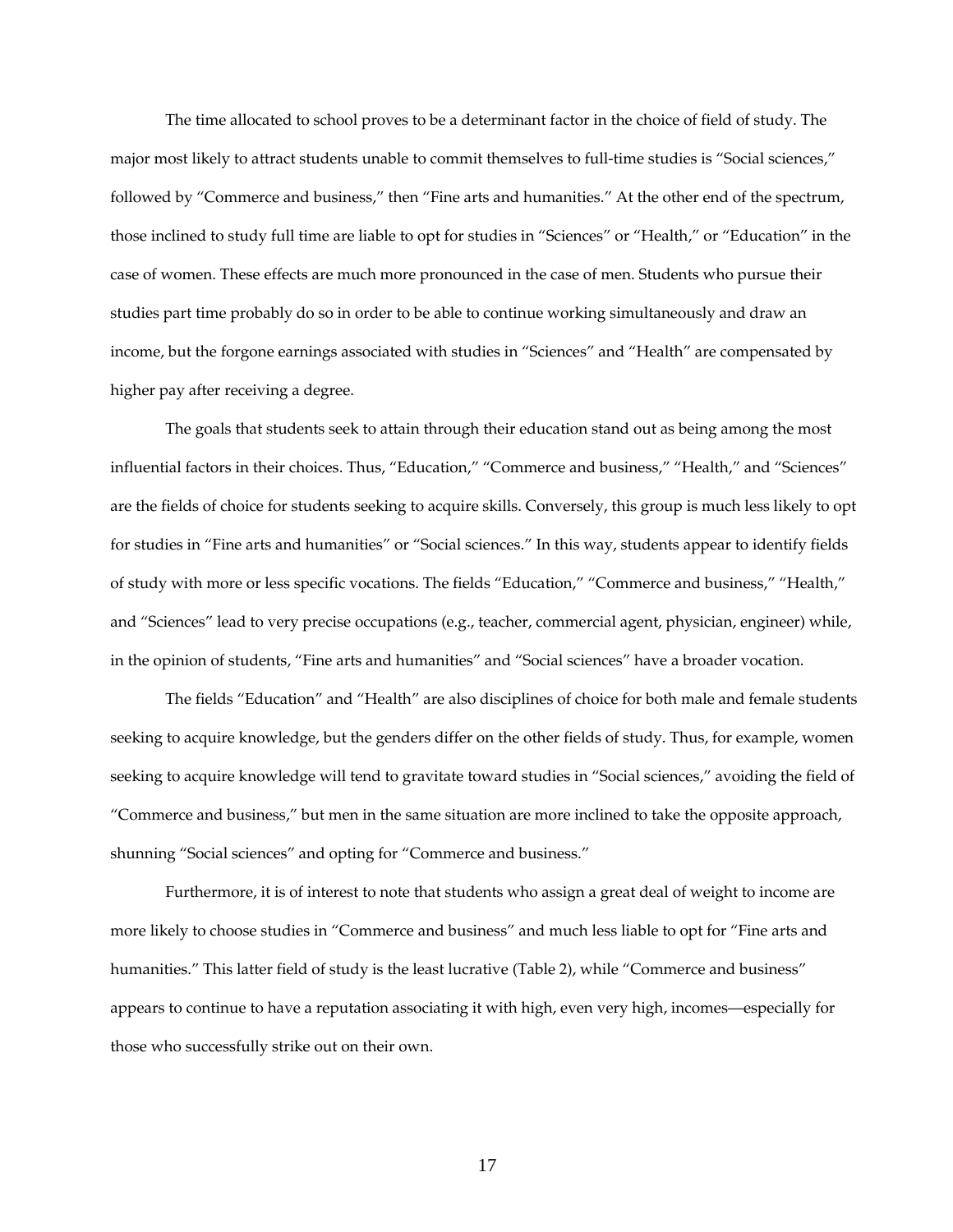The time allocated to school proves to be a determinant factor in the choice of field of study. The major most likely to attract students unable to commit themselves to full-time studies is "Social sciences," followed by "Commerce and business," then "Fine arts and humanities." At the other end of the spectrum, those inclined to study full time are liable to opt for studies in "Sciences" or "Health," or "Education" in the case of women. These effects are much more pronounced in the case of men. Students who pursue their studies part time probably do so in order to be able to continue working simultaneously and draw an income, but the forgone earnings associated with studies in "Sciences" and "Health" are compensated by higher pay after receiving a degree.

The goals that students seek to attain through their education stand out as being among the most influential factors in their choices. Thus, "Education," "Commerce and business," "Health," and "Sciences" are the fields of choice for students seeking to acquire skills. Conversely, this group is much less likely to opt for studies in "Fine arts and humanities" or "Social sciences." In this way, students appear to identify fields of study with more or less specific vocations. The fields "Education," "Commerce and business," "Health," and "Sciences" lead to very precise occupations (e.g., teacher, commercial agent, physician, engineer) while, in the opinion of students, "Fine arts and humanities" and "Social sciences" have a broader vocation.

The fields "Education" and "Health" are also disciplines of choice for both male and female students seeking to acquire knowledge, but the genders differ on the other fields of study. Thus, for example, women seeking to acquire knowledge will tend to gravitate toward studies in "Social sciences," avoiding the field of "Commerce and business," but men in the same situation are more inclined to take the opposite approach, shunning "Social sciences" and opting for "Commerce and business."

Furthermore, it is of interest to note that students who assign a great deal of weight to income are more likely to choose studies in "Commerce and business" and much less liable to opt for "Fine arts and humanities." This latter field of study is the least lucrative (Table 2), while "Commerce and business" appears to continue to have a reputation associating it with high, even very high, incomes—especially for those who successfully strike out on their own.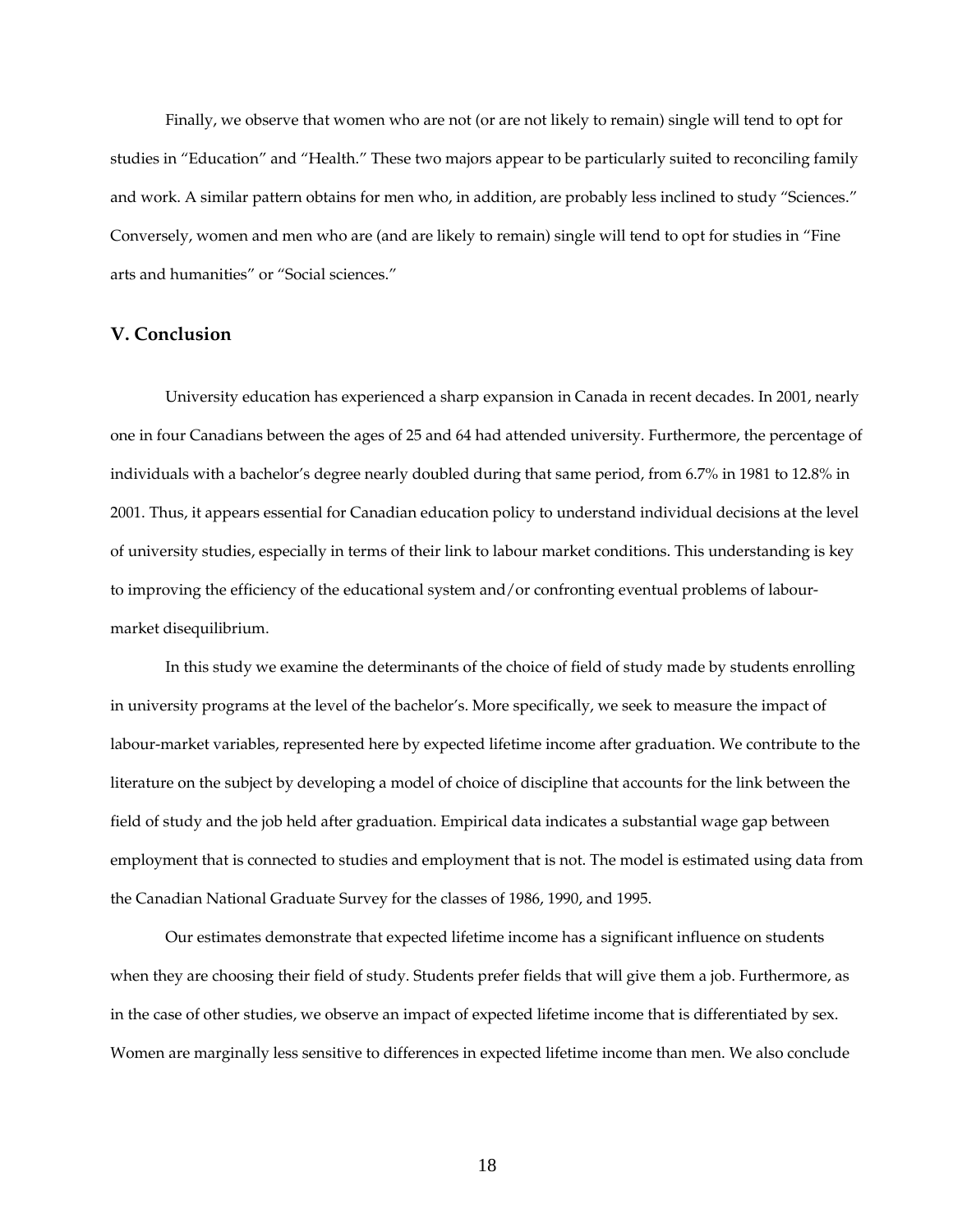Finally, we observe that women who are not (or are not likely to remain) single will tend to opt for studies in "Education" and "Health." These two majors appear to be particularly suited to reconciling family and work. A similar pattern obtains for men who, in addition, are probably less inclined to study "Sciences." Conversely, women and men who are (and are likely to remain) single will tend to opt for studies in "Fine arts and humanities" or "Social sciences."

## V. Conclusion

University education has experienced a sharp expansion in Canada in recent decades. In 2001, nearly one in four Canadians between the ages of 25 and 64 had attended university. Furthermore, the percentage of individuals with a bachelor's degree nearly doubled during that same period, from 6.7% in 1981 to 12.8% in 2001. Thus, it appears essential for Canadian education policy to understand individual decisions at the level of university studies, especially in terms of their link to labour market conditions. This understanding is key to improving the efficiency of the educational system and/or confronting eventual problems of labour-market disequilibrium.

In this study we examine the determinants of the choice of field of study made by students enrolling in university programs at the level of the bachelor's. More specifically, we seek to measure the impact of labour-market variables, represented here by expected lifetime income after graduation. We contribute to the literature on the subject by developing a model of choice of discipline that accounts for the link between the field of study and the job held after graduation. Empirical data indicates a substantial wage gap between employment that is connected to studies and employment that is not. The model is estimated using data from the Canadian National Graduate Survey for the classes of 1986, 1990, and 1995.

Our estimates demonstrate that expected lifetime income has a significant influence on students when they are choosing their field of study. Students prefer fields that will give them a job. Furthermore, as in the case of other studies, we observe an impact of expected lifetime income that is differentiated by sex. Women are marginally less sensitive to differences in expected lifetime income than men. We also conclude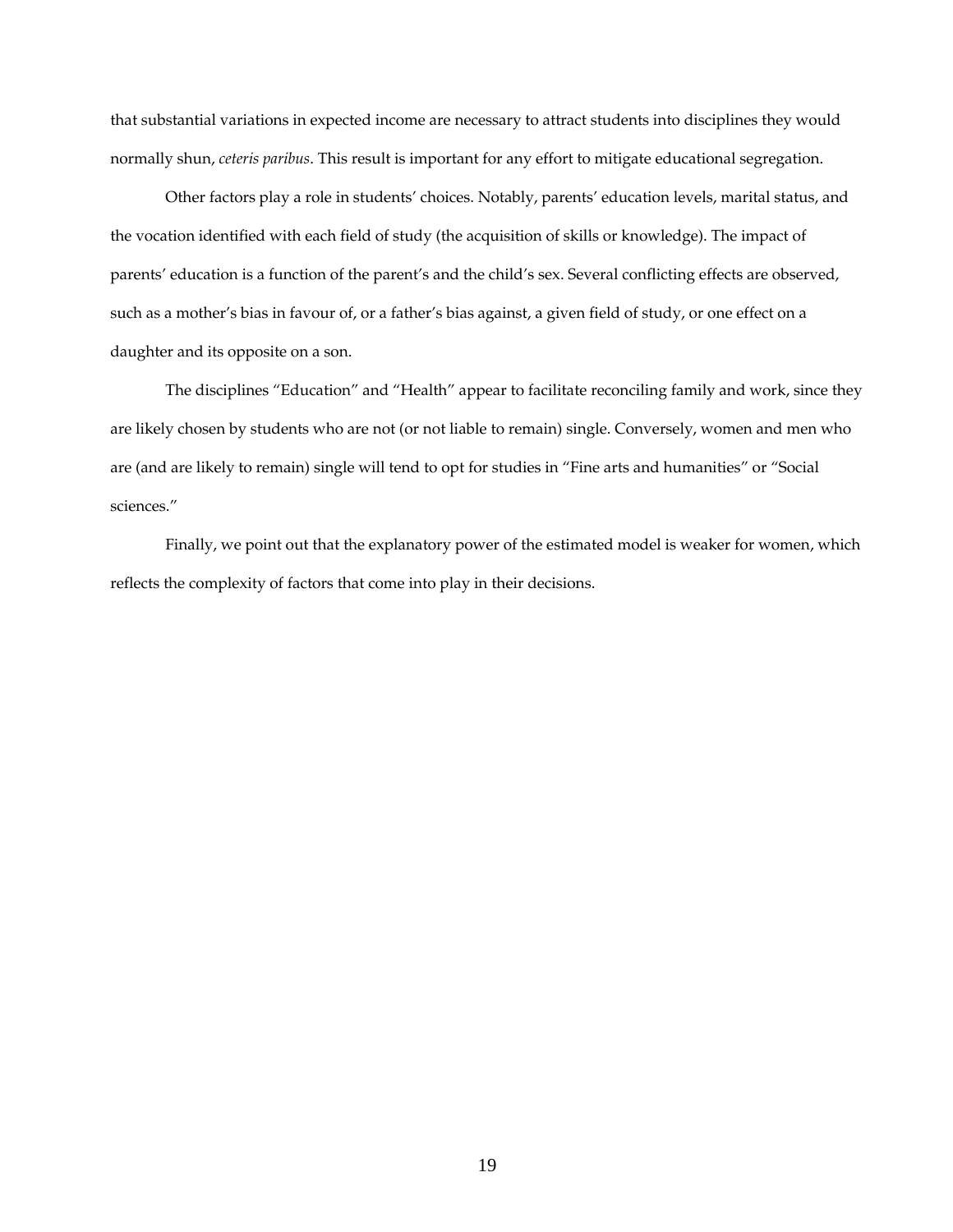that substantial variations in expected income are necessary to attract students into disciplines they would normally shun, *ceteris paribus*. This result is important for any effort to mitigate educational segregation.

Other factors play a role in students' choices. Notably, parents' education levels, marital status, and the vocation identified with each field of study (the acquisition of skills or knowledge). The impact of parents' education is a function of the parent's and the child's sex. Several conflicting effects are observed, such as a mother's bias in favour of, or a father's bias against, a given field of study, or one effect on a daughter and its opposite on a son.

The disciplines "Education" and "Health" appear to facilitate reconciling family and work, since they are likely chosen by students who are not (or not liable to remain) single. Conversely, women and men who are (and are likely to remain) single will tend to opt for studies in "Fine arts and humanities" or "Social sciences."

Finally, we point out that the explanatory power of the estimated model is weaker for women, which reflects the complexity of factors that come into play in their decisions.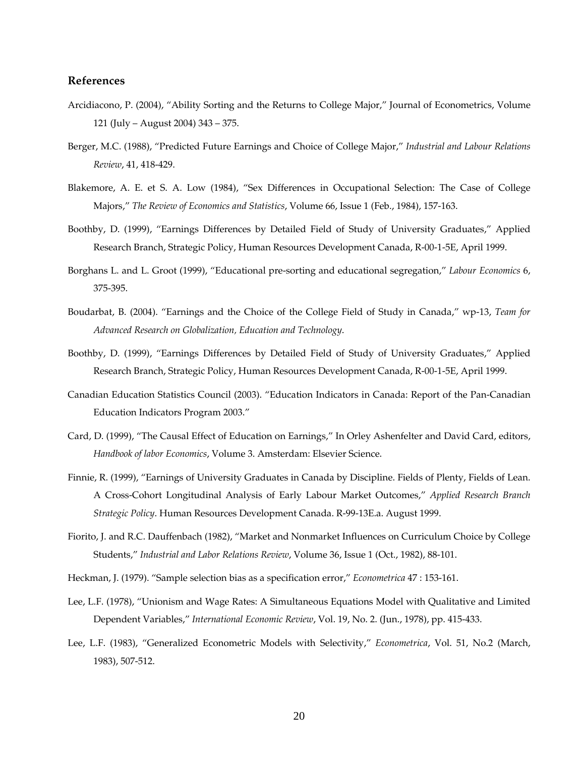## References

Arcidiacono, P. (2004), "Ability Sorting and the Returns to College Major," Journal of Econometrics, Volume 121 (July – August 2004) 343 – 375.

Berger, M.C. (1988), "Predicted Future Earnings and Choice of College Major," *Industrial and Labour Relations Review*, 41, 418-429.

Blakemore, A. E. et S. A. Low (1984), "Sex Differences in Occupational Selection: The Case of College Majors," *The Review of Economics and Statistics*, Volume 66, Issue 1 (Feb., 1984), 157-163.

Boothby, D. (1999), "Earnings Differences by Detailed Field of Study of University Graduates," Applied Research Branch, Strategic Policy, Human Resources Development Canada, R-00-1-5E, April 1999.

Borghans L. and L. Groot (1999), "Educational pre-sorting and educational segregation," *Labour Economics* 6, 375-395.

Boudarbat, B. (2004). "Earnings and the Choice of the College Field of Study in Canada," wp-13, *Team for Advanced Research on Globalization, Education and Technology*.

Boothby, D. (1999), "Earnings Differences by Detailed Field of Study of University Graduates," Applied Research Branch, Strategic Policy, Human Resources Development Canada, R-00-1-5E, April 1999.

Canadian Education Statistics Council (2003). "Education Indicators in Canada: Report of the Pan-Canadian Education Indicators Program 2003."

Card, D. (1999), "The Causal Effect of Education on Earnings," In Orley Ashenfelter and David Card, editors, *Handbook of labor Economics*, Volume 3. Amsterdam: Elsevier Science.

Finnie, R. (1999), "Earnings of University Graduates in Canada by Discipline. Fields of Plenty, Fields of Lean. A Cross-Cohort Longitudinal Analysis of Early Labour Market Outcomes," *Applied Research Branch Strategic Policy*. Human Resources Development Canada. R-99-13E.a. August 1999.

Fiorito, J. and R.C. Dauffenbach (1982), "Market and Nonmarket Influences on Curriculum Choice by College Students," *Industrial and Labor Relations Review*, Volume 36, Issue 1 (Oct., 1982), 88-101.

Heckman, J. (1979). "Sample selection bias as a specification error," *Econometrica* 47 : 153-161.

Lee, L.F. (1978), "Unionism and Wage Rates: A Simultaneous Equations Model with Qualitative and Limited Dependent Variables," *International Economic Review*, Vol. 19, No. 2. (Jun., 1978), pp. 415-433.

Lee, L.F. (1983), "Generalized Econometric Models with Selectivity," *Econometrica*, Vol. 51, No.2 (March, 1983), 507-512.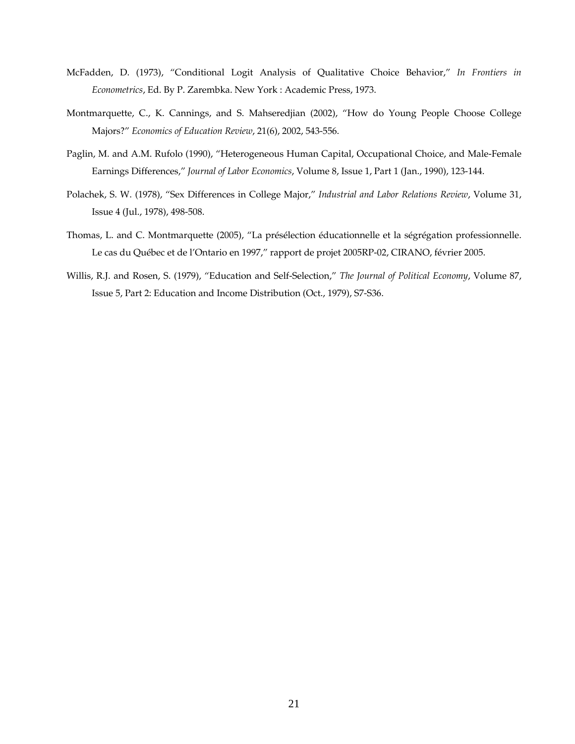McFadden, D. (1973), "Conditional Logit Analysis of Qualitative Choice Behavior," *In Frontiers in Econometrics*, Ed. By P. Zarembka. New York : Academic Press, 1973.

Montmarquette, C., K. Cannings, and S. Mahseredjian (2002), "How do Young People Choose College Majors?" *Economics of Education Review*, 21(6), 2002, 543-556.

Paglin, M. and A.M. Rufolo (1990), "Heterogeneous Human Capital, Occupational Choice, and Male-Female Earnings Differences," *Journal of Labor Economics*, Volume 8, Issue 1, Part 1 (Jan., 1990), 123-144.

Polachek, S. W. (1978), "Sex Differences in College Major," *Industrial and Labor Relations Review*, Volume 31, Issue 4 (Jul., 1978), 498-508.

Thomas, L. and C. Montmarquette (2005), "La présélection éducationnelle et la ségrégation professionnelle. Le cas du Québec et de l'Ontario en 1997," rapport de projet 2005RP-02, CIRANO, février 2005.

Willis, R.J. and Rosen, S. (1979), "Education and Self-Selection," *The Journal of Political Economy*, Volume 87, Issue 5, Part 2: Education and Income Distribution (Oct., 1979), S7-S36.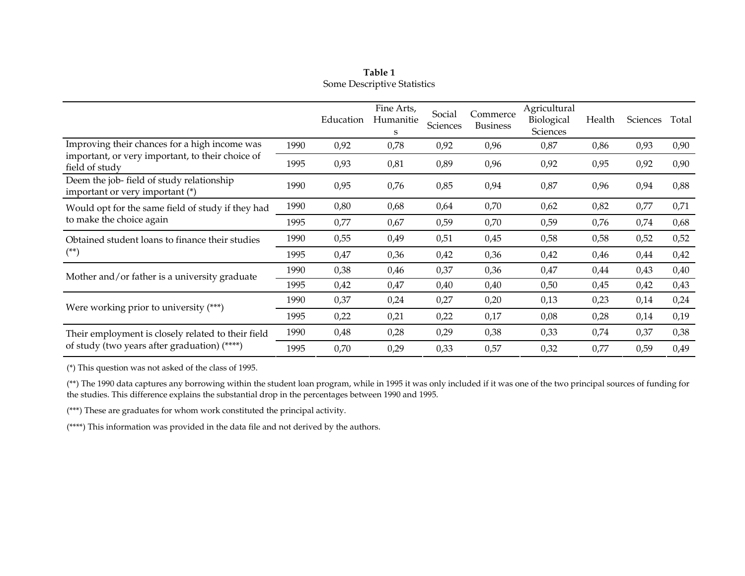**Table 1**
Some Descriptive Statistics

| | | Education | Fine Arts, Humanities | Social Sciences | Commerce Business | Agricultural Biological Sciences | Health | Sciences | Total |
|---|---|---|---|---|---|---|---|---|---|
| Improving their chances for a high income was important, or very important, to their choice of field of study | 1990 | 0,92 | 0,78 | 0,92 | 0,96 | 0,87 | 0,86 | 0,93 | 0,90 |
| | 1995 | 0,93 | 0,81 | 0,89 | 0,96 | 0,92 | 0,95 | 0,92 | 0,90 |
| Deem the job- field of study relationship important or very important (*) | 1990 | 0,95 | 0,76 | 0,85 | 0,94 | 0,87 | 0,96 | 0,94 | 0,88 |
| Would opt for the same field of study if they had to make the choice again | 1990 | 0,80 | 0,68 | 0,64 | 0,70 | 0,62 | 0,82 | 0,77 | 0,71 |
| | 1995 | 0,77 | 0,67 | 0,59 | 0,70 | 0,59 | 0,76 | 0,74 | 0,68 |
| Obtained student loans to finance their studies (**) | 1990 | 0,55 | 0,49 | 0,51 | 0,45 | 0,58 | 0,58 | 0,52 | 0,52 |
| | 1995 | 0,47 | 0,36 | 0,42 | 0,36 | 0,42 | 0,46 | 0,44 | 0,42 |
| Mother and/or father is a university graduate | 1990 | 0,38 | 0,46 | 0,37 | 0,36 | 0,47 | 0,44 | 0,43 | 0,40 |
| | 1995 | 0,42 | 0,47 | 0,40 | 0,40 | 0,50 | 0,45 | 0,42 | 0,43 |
| Were working prior to university (***) | 1990 | 0,37 | 0,24 | 0,27 | 0,20 | 0,13 | 0,23 | 0,14 | 0,24 |
| | 1995 | 0,22 | 0,21 | 0,22 | 0,17 | 0,08 | 0,28 | 0,14 | 0,19 |
| Their employment is closely related to their field of study (two years after graduation) (****) | 1990 | 0,48 | 0,28 | 0,29 | 0,38 | 0,33 | 0,74 | 0,37 | 0,38 |
| | 1995 | 0,70 | 0,29 | 0,33 | 0,57 | 0,32 | 0,77 | 0,59 | 0,49 |

(*) This question was not asked of the class of 1995.

(**) The 1990 data captures any borrowing within the student loan program, while in 1995 it was only included if it was one of the two principal sources of funding for the studies. This difference explains the substantial drop in the percentages between 1990 and 1995.

(***) These are graduates for whom work constituted the principal activity.

(****) This information was provided in the data file and not derived by the authors.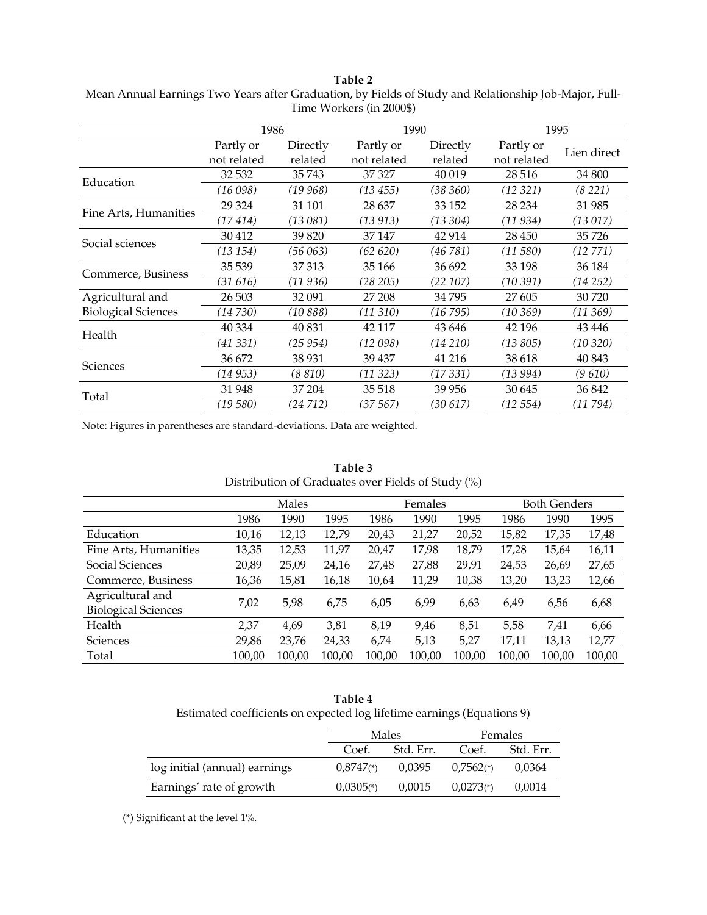**Table 2**

Mean Annual Earnings Two Years after Graduation, by Fields of Study and Relationship Job-Major, Full-Time Workers (in 2000$)

| | 1986 | | 1990 | | 1995 | |
|---|---|---|---|---|---|---|
| | Partly or not related | Directly related | Partly or not related | Directly related | Partly or not related | Lien direct |
| Education | 32 532 | 35 743 | 37 327 | 40 019 | 28 516 | 34 800 |
| | *(16 098)* | *(19 968)* | *(13 455)* | *(38 360)* | *(12 321)* | *(8 221)* |
| Fine Arts, Humanities | 29 324 | 31 101 | 28 637 | 33 152 | 28 234 | 31 985 |
| | *(17 414)* | *(13 081)* | *(13 913)* | *(13 304)* | *(11 934)* | *(13 017)* |
| Social sciences | 30 412 | 39 820 | 37 147 | 42 914 | 28 450 | 35 726 |
| | *(13 154)* | *(56 063)* | *(62 620)* | *(46 781)* | *(11 580)* | *(12 771)* |
| Commerce, Business | 35 539 | 37 313 | 35 166 | 36 692 | 33 198 | 36 184 |
| | *(31 616)* | *(11 936)* | *(28 205)* | *(22 107)* | *(10 391)* | *(14 252)* |
| Agricultural and Biological Sciences | 26 503 | 32 091 | 27 208 | 34 795 | 27 605 | 30 720 |
| | *(14 730)* | *(10 888)* | *(11 310)* | *(16 795)* | *(10 369)* | *(11 369)* |
| Health | 40 334 | 40 831 | 42 117 | 43 646 | 42 196 | 43 446 |
| | *(41 331)* | *(25 954)* | *(12 098)* | *(14 210)* | *(13 805)* | *(10 320)* |
| Sciences | 36 672 | 38 931 | 39 437 | 41 216 | 38 618 | 40 843 |
| | *(14 953)* | *(8 810)* | *(11 323)* | *(17 331)* | *(13 994)* | *(9 610)* |
| Total | 31 948 | 37 204 | 35 518 | 39 956 | 30 645 | 36 842 |
| | *(19 580)* | *(24 712)* | *(37 567)* | *(30 617)* | *(12 554)* | *(11 794)* |

Note: Figures in parentheses are standard-deviations. Data are weighted.

**Table 3**

Distribution of Graduates over Fields of Study (%)

| | Males | | | Females | | | Both Genders | | |
|---|---|---|---|---|---|---|---|---|---|
| | 1986 | 1990 | 1995 | 1986 | 1990 | 1995 | 1986 | 1990 | 1995 |
| Education | 10,16 | 12,13 | 12,79 | 20,43 | 21,27 | 20,52 | 15,82 | 17,35 | 17,48 |
| Fine Arts, Humanities | 13,35 | 12,53 | 11,97 | 20,47 | 17,98 | 18,79 | 17,28 | 15,64 | 16,11 |
| Social Sciences | 20,89 | 25,09 | 24,16 | 27,48 | 27,88 | 29,91 | 24,53 | 26,69 | 27,65 |
| Commerce, Business | 16,36 | 15,81 | 16,18 | 10,64 | 11,29 | 10,38 | 13,20 | 13,23 | 12,66 |
| Agricultural and Biological Sciences | 7,02 | 5,98 | 6,75 | 6,05 | 6,99 | 6,63 | 6,49 | 6,56 | 6,68 |
| Health | 2,37 | 4,69 | 3,81 | 8,19 | 9,46 | 8,51 | 5,58 | 7,41 | 6,66 |
| Sciences | 29,86 | 23,76 | 24,33 | 6,74 | 5,13 | 5,27 | 17,11 | 13,13 | 12,77 |
| Total | 100,00 | 100,00 | 100,00 | 100,00 | 100,00 | 100,00 | 100,00 | 100,00 | 100,00 |

**Table 4**

Estimated coefficients on expected log lifetime earnings (Equations 9)

| | Males | | Females | |
|---|---|---|---|---|
| | Coef. | Std. Err. | Coef. | Std. Err. |
| log initial (annual) earnings | 0,8747(*) | 0,0395 | 0,7562(*) | 0,0364 |
| Earnings' rate of growth | 0,0305(*) | 0,0015 | 0,0273(*) | 0,0014 |

(*) Significant at the level 1%.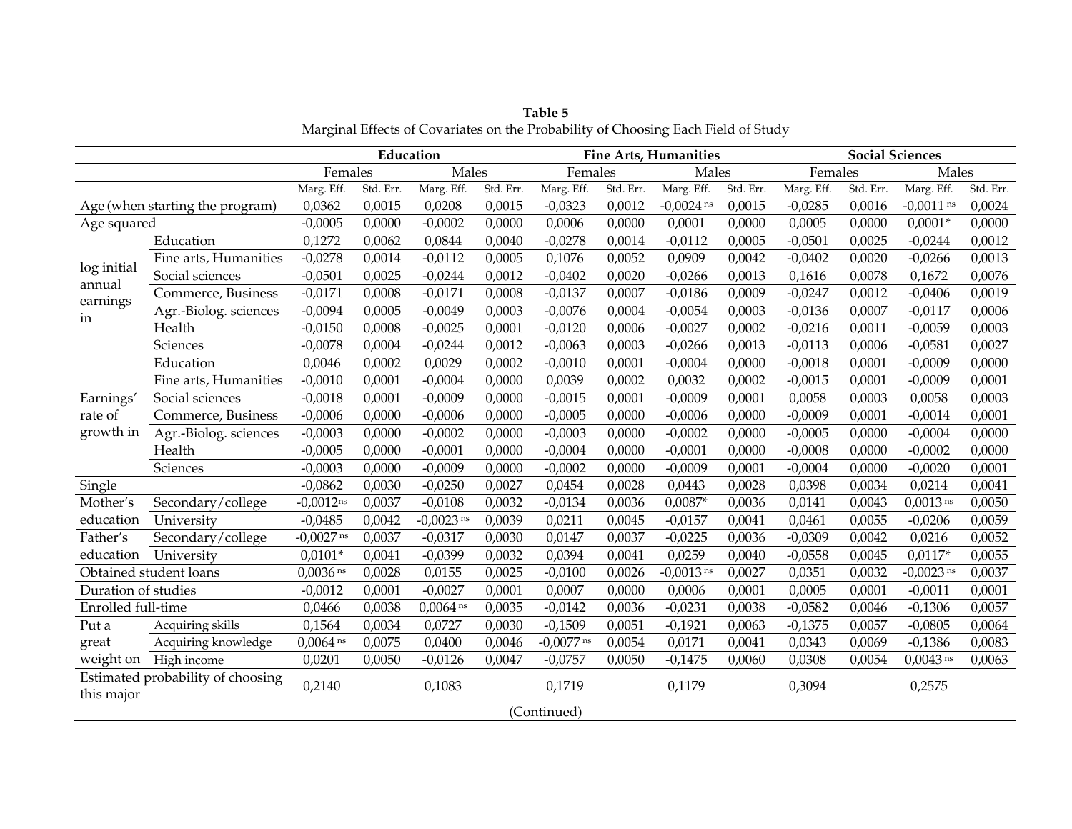**Table 5**
Marginal Effects of Covariates on the Probability of Choosing Each Field of Study

| | | Education | | | | Fine Arts, Humanities | | | | Social Sciences | | | |
|---|---|---|---|---|---|---|---|---|---|---|---|---|---|
| | | Females | | Males | | Females | | Males | | Females | | Males | |
| | | Marg. Eff. | Std. Err. | Marg. Eff. | Std. Err. | Marg. Eff. | Std. Err. | Marg. Eff. | Std. Err. | Marg. Eff. | Std. Err. | Marg. Eff. | Std. Err. |
| Age (when starting the program) | | 0,0362 | 0,0015 | 0,0208 | 0,0015 | -0,0323 | 0,0012 | -0,0024 ns | 0,0015 | -0,0285 | 0,0016 | -0,0011 ns | 0,0024 |
| Age squared | | -0,0005 | 0,0000 | -0,0002 | 0,0000 | 0,0006 | 0,0000 | 0,0001 | 0,0000 | 0,0005 | 0,0000 | 0,0001* | 0,0000 |
| log initial annual earnings in | Education | 0,1272 | 0,0062 | 0,0844 | 0,0040 | -0,0278 | 0,0014 | -0,0112 | 0,0005 | -0,0501 | 0,0025 | -0,0244 | 0,0012 |
| | Fine arts, Humanities | -0,0278 | 0,0014 | -0,0112 | 0,0005 | 0,1076 | 0,0052 | 0,0909 | 0,0042 | -0,0402 | 0,0020 | -0,0266 | 0,0013 |
| | Social sciences | -0,0501 | 0,0025 | -0,0244 | 0,0012 | -0,0402 | 0,0020 | -0,0266 | 0,0013 | 0,1616 | 0,0078 | 0,1672 | 0,0076 |
| | Commerce, Business | -0,0171 | 0,0008 | -0,0171 | 0,0008 | -0,0137 | 0,0007 | -0,0186 | 0,0009 | -0,0247 | 0,0012 | -0,0406 | 0,0019 |
| | Agr.-Biolog. sciences | -0,0094 | 0,0005 | -0,0049 | 0,0003 | -0,0076 | 0,0004 | -0,0054 | 0,0003 | -0,0136 | 0,0007 | -0,0117 | 0,0006 |
| | Health | -0,0150 | 0,0008 | -0,0025 | 0,0001 | -0,0120 | 0,0006 | -0,0027 | 0,0002 | -0,0216 | 0,0011 | -0,0059 | 0,0003 |
| | Sciences | -0,0078 | 0,0004 | -0,0244 | 0,0012 | -0,0063 | 0,0003 | -0,0266 | 0,0013 | -0,0113 | 0,0006 | -0,0581 | 0,0027 |
| Earnings' rate of growth in | Education | 0,0046 | 0,0002 | 0,0029 | 0,0002 | -0,0010 | 0,0001 | -0,0004 | 0,0000 | -0,0018 | 0,0001 | -0,0009 | 0,0000 |
| | Fine arts, Humanities | -0,0010 | 0,0001 | -0,0004 | 0,0000 | 0,0039 | 0,0002 | 0,0032 | 0,0002 | -0,0015 | 0,0001 | -0,0009 | 0,0001 |
| | Social sciences | -0,0018 | 0,0001 | -0,0009 | 0,0000 | -0,0015 | 0,0001 | -0,0009 | 0,0001 | 0,0058 | 0,0003 | 0,0058 | 0,0003 |
| | Commerce, Business | -0,0006 | 0,0000 | -0,0006 | 0,0000 | -0,0005 | 0,0000 | -0,0006 | 0,0000 | -0,0009 | 0,0001 | -0,0014 | 0,0001 |
| | Agr.-Biolog. sciences | -0,0003 | 0,0000 | -0,0002 | 0,0000 | -0,0003 | 0,0000 | -0,0002 | 0,0000 | -0,0005 | 0,0000 | -0,0004 | 0,0000 |
| | Health | -0,0005 | 0,0000 | -0,0001 | 0,0000 | -0,0004 | 0,0000 | -0,0001 | 0,0000 | -0,0008 | 0,0000 | -0,0002 | 0,0000 |
| | Sciences | -0,0003 | 0,0000 | -0,0009 | 0,0000 | -0,0002 | 0,0000 | -0,0009 | 0,0001 | -0,0004 | 0,0000 | -0,0020 | 0,0001 |
| Single | | -0,0862 | 0,0030 | -0,0250 | 0,0027 | 0,0454 | 0,0028 | 0,0443 | 0,0028 | 0,0398 | 0,0034 | 0,0214 | 0,0041 |
| Mother's education | Secondary/college | -0,0012ns | 0,0037 | -0,0108 | 0,0032 | -0,0134 | 0,0036 | 0,0087* | 0,0036 | 0,0141 | 0,0043 | 0,0013 ns | 0,0050 |
| | University | -0,0485 | 0,0042 | -0,0023 ns | 0,0039 | 0,0211 | 0,0045 | -0,0157 | 0,0041 | 0,0461 | 0,0055 | -0,0206 | 0,0059 |
| Father's education | Secondary/college | -0,0027 ns | 0,0037 | -0,0317 | 0,0030 | 0,0147 | 0,0037 | -0,0225 | 0,0036 | -0,0309 | 0,0042 | 0,0216 | 0,0052 |
| | University | 0,0101* | 0,0041 | -0,0399 | 0,0032 | 0,0394 | 0,0041 | 0,0259 | 0,0040 | -0,0558 | 0,0045 | 0,0117* | 0,0055 |
| Obtained student loans | | 0,0036 ns | 0,0028 | 0,0155 | 0,0025 | -0,0100 | 0,0026 | -0,0013 ns | 0,0027 | 0,0351 | 0,0032 | -0,0023 ns | 0,0037 |
| Duration of studies | | -0,0012 | 0,0001 | -0,0027 | 0,0001 | 0,0007 | 0,0000 | 0,0006 | 0,0001 | 0,0005 | 0,0001 | -0,0011 | 0,0001 |
| Enrolled full-time | | 0,0466 | 0,0038 | 0,0064 ns | 0,0035 | -0,0142 | 0,0036 | -0,0231 | 0,0038 | -0,0582 | 0,0046 | -0,1306 | 0,0057 |
| Put a great weight on | Acquiring skills | 0,1564 | 0,0034 | 0,0727 | 0,0030 | -0,1509 | 0,0051 | -0,1921 | 0,0063 | -0,1375 | 0,0057 | -0,0805 | 0,0064 |
| | Acquiring knowledge | 0,0064 ns | 0,0075 | 0,0400 | 0,0046 | -0,0077 ns | 0,0054 | 0,0171 | 0,0041 | 0,0343 | 0,0069 | -0,1386 | 0,0083 |
| | High income | 0,0201 | 0,0050 | -0,0126 | 0,0047 | -0,0757 | 0,0050 | -0,1475 | 0,0060 | 0,0308 | 0,0054 | 0,0043 ns | 0,0063 |
| Estimated probability of choosing this major | | 0,2140 | | 0,1083 | | 0,1719 | | 0,1179 | | 0,3094 | | 0,2575 | |

(Continued)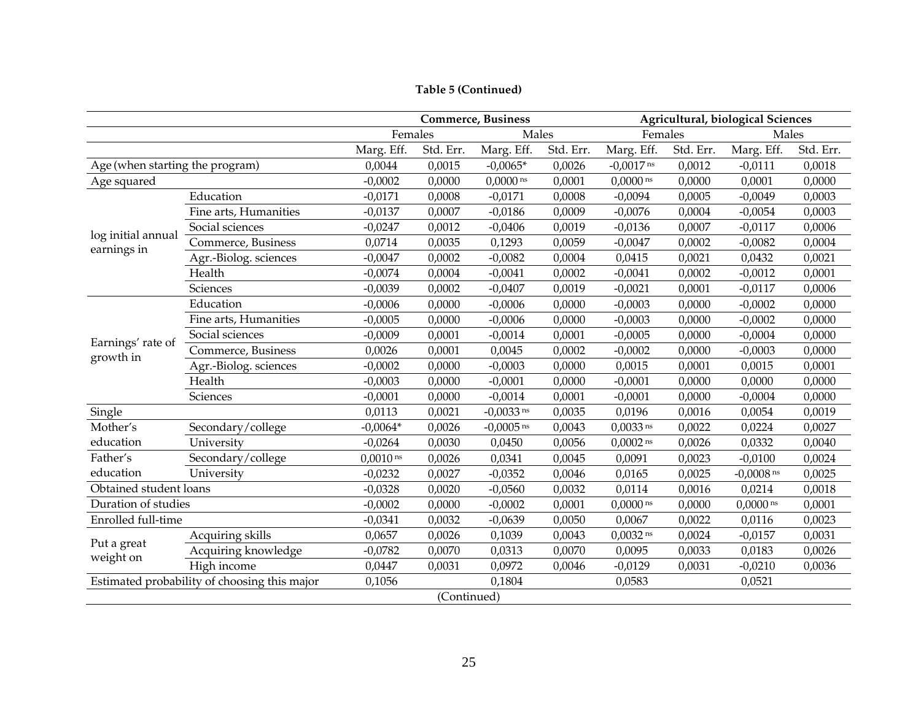**Table 5 (Continued)**

| | | Commerce, Business | | | | Agricultural, biological Sciences | | | |
|---|---|---|---|---|---|---|---|---|---|
| | | Females | | Males | | Females | | Males | |
| | | Marg. Eff. | Std. Err. | Marg. Eff. | Std. Err. | Marg. Eff. | Std. Err. | Marg. Eff. | Std. Err. |
| Age (when starting the program) | | 0,0044 | 0,0015 | -0,0065* | 0,0026 | -0,0017 ns | 0,0012 | -0,0111 | 0,0018 |
| Age squared | | -0,0002 | 0,0000 | 0,0000 ns | 0,0001 | 0,0000 ns | 0,0000 | 0,0001 | 0,0000 |
| log initial annual earnings in | Education | -0,0171 | 0,0008 | -0,0171 | 0,0008 | -0,0094 | 0,0005 | -0,0049 | 0,0003 |
| | Fine arts, Humanities | -0,0137 | 0,0007 | -0,0186 | 0,0009 | -0,0076 | 0,0004 | -0,0054 | 0,0003 |
| | Social sciences | -0,0247 | 0,0012 | -0,0406 | 0,0019 | -0,0136 | 0,0007 | -0,0117 | 0,0006 |
| | Commerce, Business | 0,0714 | 0,0035 | 0,1293 | 0,0059 | -0,0047 | 0,0002 | -0,0082 | 0,0004 |
| | Agr.-Biolog. sciences | -0,0047 | 0,0002 | -0,0082 | 0,0004 | 0,0415 | 0,0021 | 0,0432 | 0,0021 |
| | Health | -0,0074 | 0,0004 | -0,0041 | 0,0002 | -0,0041 | 0,0002 | -0,0012 | 0,0001 |
| | Sciences | -0,0039 | 0,0002 | -0,0407 | 0,0019 | -0,0021 | 0,0001 | -0,0117 | 0,0006 |
| Earnings' rate of growth in | Education | -0,0006 | 0,0000 | -0,0006 | 0,0000 | -0,0003 | 0,0000 | -0,0002 | 0,0000 |
| | Fine arts, Humanities | -0,0005 | 0,0000 | -0,0006 | 0,0000 | -0,0003 | 0,0000 | -0,0002 | 0,0000 |
| | Social sciences | -0,0009 | 0,0001 | -0,0014 | 0,0001 | -0,0005 | 0,0000 | -0,0004 | 0,0000 |
| | Commerce, Business | 0,0026 | 0,0001 | 0,0045 | 0,0002 | -0,0002 | 0,0000 | -0,0003 | 0,0000 |
| | Agr.-Biolog. sciences | -0,0002 | 0,0000 | -0,0003 | 0,0000 | 0,0015 | 0,0001 | 0,0015 | 0,0001 |
| | Health | -0,0003 | 0,0000 | -0,0001 | 0,0000 | -0,0001 | 0,0000 | 0,0000 | 0,0000 |
| | Sciences | -0,0001 | 0,0000 | -0,0014 | 0,0001 | -0,0001 | 0,0000 | -0,0004 | 0,0000 |
| Single | | 0,0113 | 0,0021 | -0,0033 ns | 0,0035 | 0,0196 | 0,0016 | 0,0054 | 0,0019 |
| Mother's education | Secondary/college | -0,0064* | 0,0026 | -0,0005 ns | 0,0043 | 0,0033 ns | 0,0022 | 0,0224 | 0,0027 |
| | University | -0,0264 | 0,0030 | 0,0450 | 0,0056 | 0,0002 ns | 0,0026 | 0,0332 | 0,0040 |
| Father's education | Secondary/college | 0,0010 ns | 0,0026 | 0,0341 | 0,0045 | 0,0091 | 0,0023 | -0,0100 | 0,0024 |
| | University | -0,0232 | 0,0027 | -0,0352 | 0,0046 | 0,0165 | 0,0025 | -0,0008 ns | 0,0025 |
| Obtained student loans | | -0,0328 | 0,0020 | -0,0560 | 0,0032 | 0,0114 | 0,0016 | 0,0214 | 0,0018 |
| Duration of studies | | -0,0002 | 0,0000 | -0,0002 | 0,0001 | 0,0000 ns | 0,0000 | 0,0000 ns | 0,0001 |
| Enrolled full-time | | -0,0341 | 0,0032 | -0,0639 | 0,0050 | 0,0067 | 0,0022 | 0,0116 | 0,0023 |
| Put a great weight on | Acquiring skills | 0,0657 | 0,0026 | 0,1039 | 0,0043 | 0,0032 ns | 0,0024 | -0,0157 | 0,0031 |
| | Acquiring knowledge | -0,0782 | 0,0070 | 0,0313 | 0,0070 | 0,0095 | 0,0033 | 0,0183 | 0,0026 |
| | High income | 0,0447 | 0,0031 | 0,0972 | 0,0046 | -0,0129 | 0,0031 | -0,0210 | 0,0036 |
| Estimated probability of choosing this major | | 0,1056 | | 0,1804 | | 0,0583 | | 0,0521 | |

(Continued)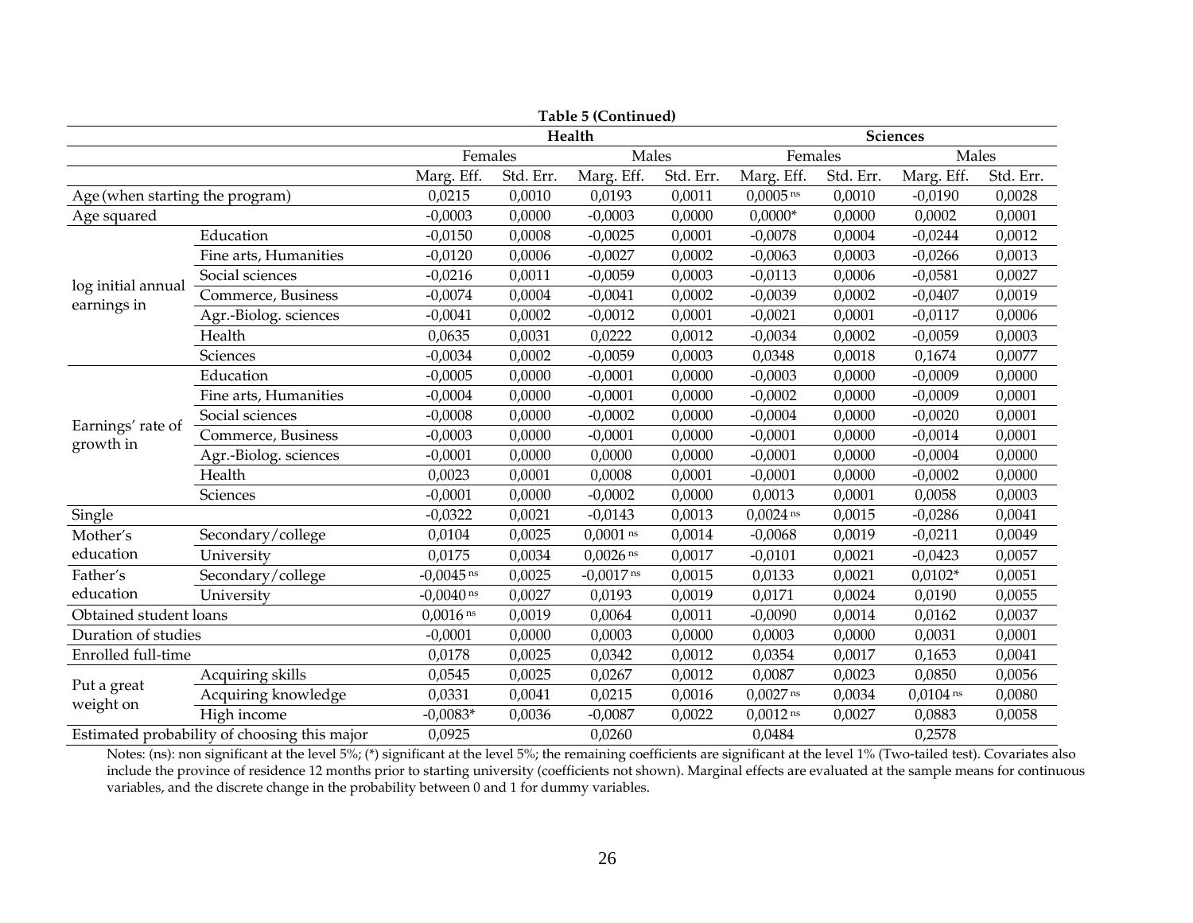**Table 5 (Continued)**

| | | Health | | | | Sciences | | | |
|---|---|---|---|---|---|---|---|---|---|
| | | Females | | Males | | Females | | Males | |
| | | Marg. Eff. | Std. Err. | Marg. Eff. | Std. Err. | Marg. Eff. | Std. Err. | Marg. Eff. | Std. Err. |
| Age (when starting the program) | | 0,0215 | 0,0010 | 0,0193 | 0,0011 | 0,0005 ns | 0,0010 | -0,0190 | 0,0028 |
| Age squared | | -0,0003 | 0,0000 | -0,0003 | 0,0000 | 0,0000* | 0,0000 | 0,0002 | 0,0001 |
| log initial annual earnings in | Education | -0,0150 | 0,0008 | -0,0025 | 0,0001 | -0,0078 | 0,0004 | -0,0244 | 0,0012 |
| | Fine arts, Humanities | -0,0120 | 0,0006 | -0,0027 | 0,0002 | -0,0063 | 0,0003 | -0,0266 | 0,0013 |
| | Social sciences | -0,0216 | 0,0011 | -0,0059 | 0,0003 | -0,0113 | 0,0006 | -0,0581 | 0,0027 |
| | Commerce, Business | -0,0074 | 0,0004 | -0,0041 | 0,0002 | -0,0039 | 0,0002 | -0,0407 | 0,0019 |
| | Agr.-Biolog. sciences | -0,0041 | 0,0002 | -0,0012 | 0,0001 | -0,0021 | 0,0001 | -0,0117 | 0,0006 |
| | Health | 0,0635 | 0,0031 | 0,0222 | 0,0012 | -0,0034 | 0,0002 | -0,0059 | 0,0003 |
| | Sciences | -0,0034 | 0,0002 | -0,0059 | 0,0003 | 0,0348 | 0,0018 | 0,1674 | 0,0077 |
| Earnings' rate of growth in | Education | -0,0005 | 0,0000 | -0,0001 | 0,0000 | -0,0003 | 0,0000 | -0,0009 | 0,0000 |
| | Fine arts, Humanities | -0,0004 | 0,0000 | -0,0001 | 0,0000 | -0,0002 | 0,0000 | -0,0009 | 0,0001 |
| | Social sciences | -0,0008 | 0,0000 | -0,0002 | 0,0000 | -0,0004 | 0,0000 | -0,0020 | 0,0001 |
| | Commerce, Business | -0,0003 | 0,0000 | -0,0001 | 0,0000 | -0,0001 | 0,0000 | -0,0014 | 0,0001 |
| | Agr.-Biolog. sciences | -0,0001 | 0,0000 | 0,0000 | 0,0000 | -0,0001 | 0,0000 | -0,0004 | 0,0000 |
| | Health | 0,0023 | 0,0001 | 0,0008 | 0,0001 | -0,0001 | 0,0000 | -0,0002 | 0,0000 |
| | Sciences | -0,0001 | 0,0000 | -0,0002 | 0,0000 | 0,0013 | 0,0001 | 0,0058 | 0,0003 |
| Single | | -0,0322 | 0,0021 | -0,0143 | 0,0013 | 0,0024 ns | 0,0015 | -0,0286 | 0,0041 |
| Mother's education | Secondary/college | 0,0104 | 0,0025 | 0,0001 ns | 0,0014 | -0,0068 | 0,0019 | -0,0211 | 0,0049 |
| | University | 0,0175 | 0,0034 | 0,0026 ns | 0,0017 | -0,0101 | 0,0021 | -0,0423 | 0,0057 |
| Father's education | Secondary/college | -0,0045 ns | 0,0025 | -0,0017 ns | 0,0015 | 0,0133 | 0,0021 | 0,0102* | 0,0051 |
| | University | -0,0040 ns | 0,0027 | 0,0193 | 0,0019 | 0,0171 | 0,0024 | 0,0190 | 0,0055 |
| Obtained student loans | | 0,0016 ns | 0,0019 | 0,0064 | 0,0011 | -0,0090 | 0,0014 | 0,0162 | 0,0037 |
| Duration of studies | | -0,0001 | 0,0000 | 0,0003 | 0,0000 | 0,0003 | 0,0000 | 0,0031 | 0,0001 |
| Enrolled full-time | | 0,0178 | 0,0025 | 0,0342 | 0,0012 | 0,0354 | 0,0017 | 0,1653 | 0,0041 |
| Put a great weight on | Acquiring skills | 0,0545 | 0,0025 | 0,0267 | 0,0012 | 0,0087 | 0,0023 | 0,0850 | 0,0056 |
| | Acquiring knowledge | 0,0331 | 0,0041 | 0,0215 | 0,0016 | 0,0027 ns | 0,0034 | 0,0104 ns | 0,0080 |
| | High income | -0,0083* | 0,0036 | -0,0087 | 0,0022 | 0,0012 ns | 0,0027 | 0,0883 | 0,0058 |
| Estimated probability of choosing this major | | 0,0925 | | 0,0260 | | 0,0484 | | 0,2578 | |

Notes: (ns): non significant at the level 5%; (*) significant at the level 5%; the remaining coefficients are significant at the level 1% (Two-tailed test). Covariates also include the province of residence 12 months prior to starting university (coefficients not shown). Marginal effects are evaluated at the sample means for continuous variables, and the discrete change in the probability between 0 and 1 for dummy variables.